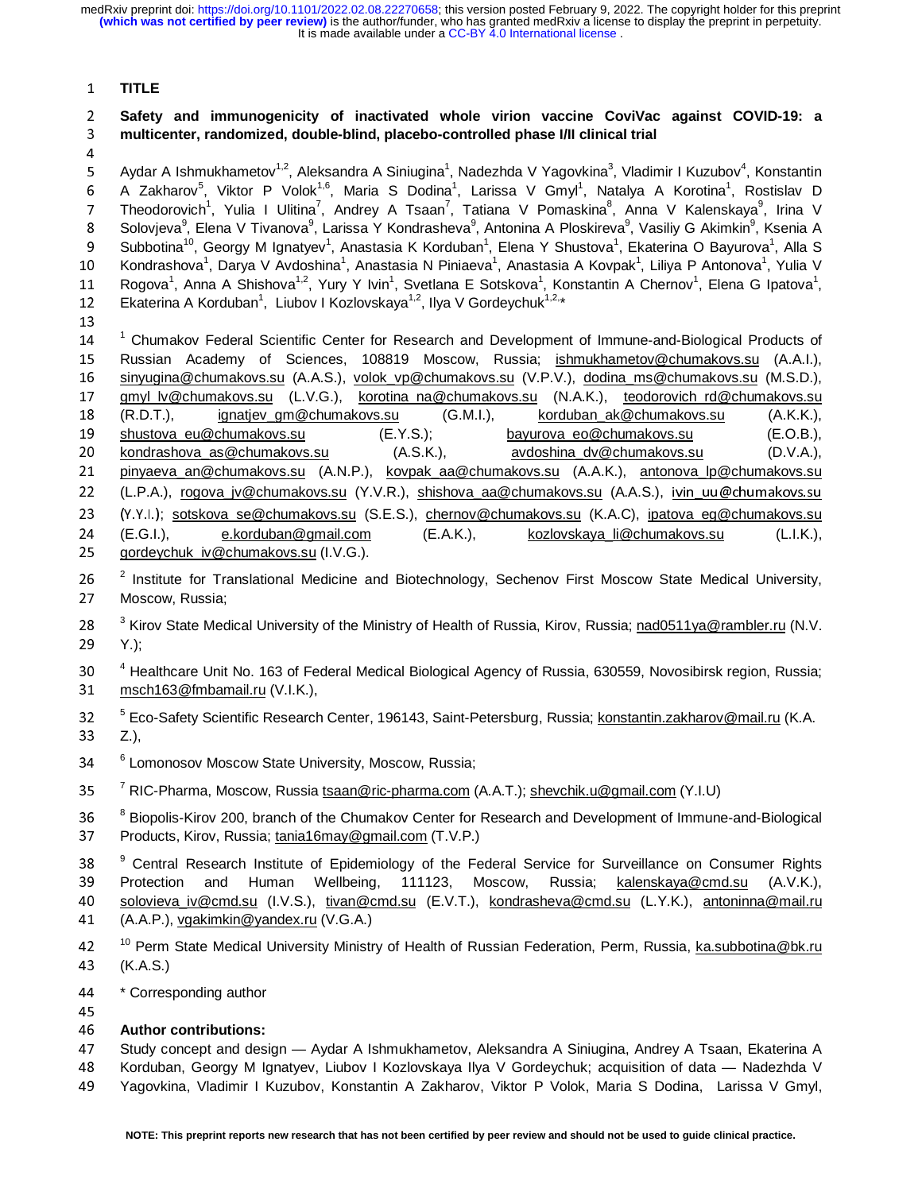# TITLE

## Safety and immunogenicity of inactivated whole virion vaccine CoviVac against COVID-19: a multicenter, randomized, double-blind, placebo-controlled phase I/II clinical trial

Aydar A Ishmukhametov[1,2], Aleksandra A Siniugina[1], Nadezhda V Yagovkina[3], Vladimir I Kuzubov[4], Konstantin A Zakharov[5], Viktor P Volok[1,6], Maria S Dodina[1], Larissa V Gmyl[1], Natalya A Korotina[1], Rostislav D Theodorovich[1], Yulia I Ulitina[7], Andrey A Tsaan[7], Tatiana V Pomaskina[8], Anna V Kalenskaya[9], Irina V Solovjeva[9], Elena V Tivanova[9], Larissa Y Kondrasheva[9], Antonina A Ploskireva[9], Vasiliy G Akimkin[9], Ksenia A Subbotina[10], Georgy M Ignatyev[1], Anastasia K Korduban[1], Elena Y Shustova[1], Ekaterina O Bayurova[1], Alla S Kondrashova[1], Darya V Avdoshina[1], Anastasia N Piniaeva[1], Anastasia A Kovpak[1], Liliya P Antonova[1], Yulia V Rogova[1], Anna A Shishova[1,2], Yury Y Ivin[1], Svetlana E Sotskova[1], Konstantin A Chernov[1], Elena G Ipatova[1], Ekaterina A Korduban[1], Liubov I Kozlovskaya[1,2], Ilya V Gordeychuk[1,2,*]

[1] Chumakov Federal Scientific Center for Research and Development of Immune-and-Biological Products of Russian Academy of Sciences, 108819 Moscow, Russia; ishmukhametov@chumakovs.su (A.A.I.), sinyugina@chumakovs.su (A.A.S.), volok_vp@chumakovs.su (V.P.V.), dodina_ms@chumakovs.su (M.S.D.), gmyl_lv@chumakovs.su (L.V.G.), korotina_na@chumakovs.su (N.A.K.), teodorovich_rd@chumakovs.su (R.D.T.), ignatjev_gm@chumakovs.su (G.M.I.), korduban_ak@chumakovs.su (A.K.K.), shustova_eu@chumakovs.su (E.Y.S.); bayurova_eo@chumakovs.su (E.O.B.), kondrashova_as@chumakovs.su (A.S.K.), avdoshina_dv@chumakovs.su (D.V.A.), pinyaeva_an@chumakovs.su (A.N.P.), kovpak_aa@chumakovs.su (A.A.K.), antonova_lp@chumakovs.su (L.P.A.), rogova_jv@chumakovs.su (Y.V.R.), shishova_aa@chumakovs.su (A.A.S.), ivin_uu@chumakovs.su (Y.Y.I.); sotskova_se@chumakovs.su (S.E.S.), chernov@chumakovs.su (K.A.C), ipatova_eg@chumakovs.su (E.G.I.), e.korduban@gmail.com (E.A.K.), kozlovskaya_li@chumakovs.su (L.I.K.), gordeychuk_iv@chumakovs.su (I.V.G.).

[2] Institute for Translational Medicine and Biotechnology, Sechenov First Moscow State Medical University, Moscow, Russia;

[3] Kirov State Medical University of the Ministry of Health of Russia, Kirov, Russia; nad0511ya@rambler.ru (N.V. Y.);

[4] Healthcare Unit No. 163 of Federal Medical Biological Agency of Russia, 630559, Novosibirsk region, Russia; msch163@fmbamail.ru (V.I.K.),

[5] Eco-Safety Scientific Research Center, 196143, Saint-Petersburg, Russia; konstantin.zakharov@mail.ru (K.A. Z.),

[6] Lomonosov Moscow State University, Moscow, Russia;

[7] RIC-Pharma, Moscow, Russia tsaan@ric-pharma.com (A.A.T.); shevchik.u@gmail.com (Y.I.U)

[8] Biopolis-Kirov 200, branch of the Chumakov Center for Research and Development of Immune-and-Biological Products, Kirov, Russia; tania16may@gmail.com (T.V.P.)

[9] Central Research Institute of Epidemiology of the Federal Service for Surveillance on Consumer Rights Protection and Human Wellbeing, 111123, Moscow, Russia; kalenskaya@cmd.su (A.V.K.), solovieva_iv@cmd.su (I.V.S.), tivan@cmd.su (E.V.T.), kondrasheva@cmd.su (L.Y.K.), antoninna@mail.ru (A.A.P.), vgakimkin@yandex.ru (V.G.A.)

[10] Perm State Medical University Ministry of Health of Russian Federation, Perm, Russia, ka.subbotina@bk.ru (K.A.S.)

* Corresponding author

## Author contributions:

Study concept and design — Aydar A Ishmukhametov, Aleksandra A Siniugina, Andrey A Tsaan, Ekaterina A Korduban, Georgy M Ignatyev, Liubov I Kozlovskaya Ilya V Gordeychuk; acquisition of data — Nadezhda V Yagovkina, Vladimir I Kuzubov, Konstantin A Zakharov, Viktor P Volok, Maria S Dodina, Larissa V Gmyl,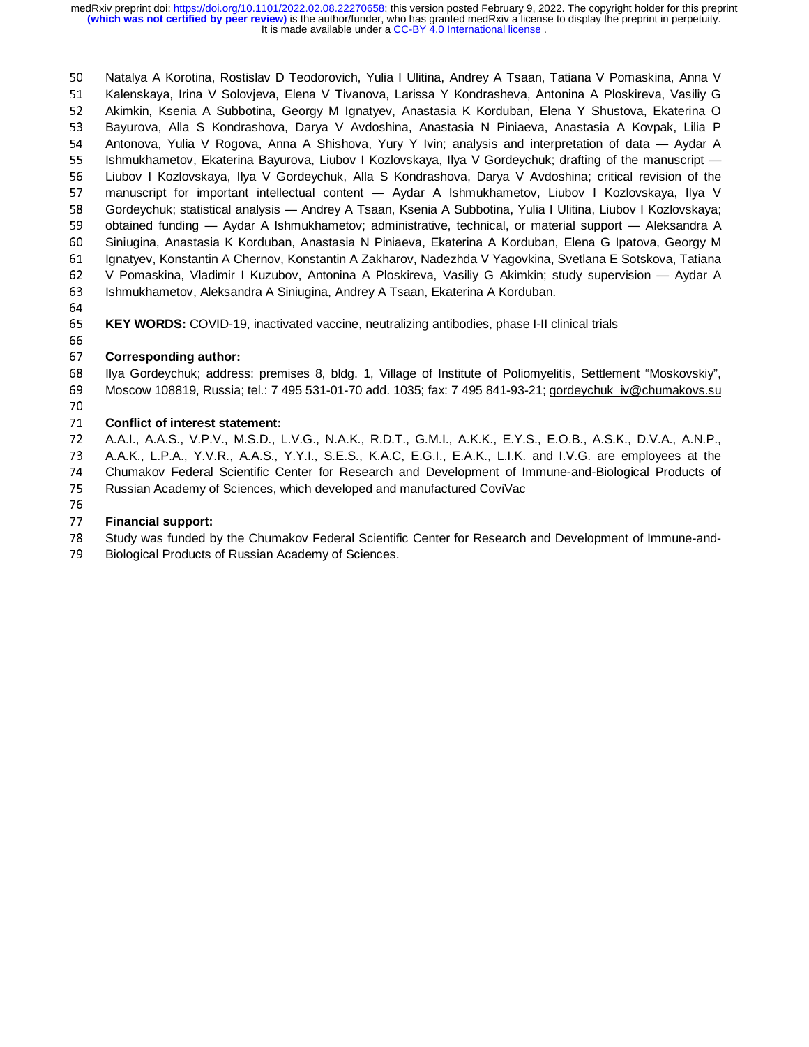Natalya A Korotina, Rostislav D Teodorovich, Yulia I Ulitina, Andrey A Tsaan, Tatiana V Pomaskina, Anna V Kalenskaya, Irina V Solovjeva, Elena V Tivanova, Larissa Y Kondrasheva, Antonina A Ploskireva, Vasiliy G Akimkin, Ksenia A Subbotina, Georgy M Ignatyev, Anastasia K Korduban, Elena Y Shustova, Ekaterina O Bayurova, Alla S Kondrashova, Darya V Avdoshina, Anastasia N Piniaeva, Anastasia A Kovpak, Lilia P Antonova, Yulia V Rogova, Anna A Shishova, Yury Y Ivin; analysis and interpretation of data — Aydar A Ishmukhametov, Ekaterina Bayurova, Liubov I Kozlovskaya, Ilya V Gordeychuk; drafting of the manuscript — Liubov I Kozlovskaya, Ilya V Gordeychuk, Alla S Kondrashova, Darya V Avdoshina; critical revision of the manuscript for important intellectual content — Aydar A Ishmukhametov, Liubov I Kozlovskaya, Ilya V Gordeychuk; statistical analysis — Andrey A Tsaan, Ksenia A Subbotina, Yulia I Ulitina, Liubov I Kozlovskaya; obtained funding — Aydar A Ishmukhametov; administrative, technical, or material support — Aleksandra A Siniugina, Anastasia K Korduban, Anastasia N Piniaeva, Ekaterina A Korduban, Elena G Ipatova, Georgy M Ignatyev, Konstantin A Chernov, Konstantin A Zakharov, Nadezhda V Yagovkina, Svetlana E Sotskova, Tatiana V Pomaskina, Vladimir I Kuzubov, Antonina A Ploskireva, Vasiliy G Akimkin; study supervision — Aydar A Ishmukhametov, Aleksandra A Siniugina, Andrey A Tsaan, Ekaterina A Korduban.

**KEY WORDS:** COVID-19, inactivated vaccine, neutralizing antibodies, phase I-II clinical trials

**Corresponding author:**

Ilya Gordeychuk; address: premises 8, bldg. 1, Village of Institute of Poliomyelitis, Settlement "Moskovskiy", Moscow 108819, Russia; tel.: 7 495 531-01-70 add. 1035; fax: 7 495 841-93-21; gordeychuk_iv@chumakovs.su

**Conflict of interest statement:**

A.A.I., A.A.S., V.P.V., M.S.D., L.V.G., N.A.K., R.D.T., G.M.I., A.K.K., E.Y.S., E.O.B., A.S.K., D.V.A., A.N.P., A.A.K., L.P.A., Y.V.R., A.A.S., Y.Y.I., S.E.S., K.A.C, E.G.I., E.A.K., L.I.K. and I.V.G. are employees at the Chumakov Federal Scientific Center for Research and Development of Immune-and-Biological Products of Russian Academy of Sciences, which developed and manufactured CoviVac

**Financial support:**

Study was funded by the Chumakov Federal Scientific Center for Research and Development of Immune-and-Biological Products of Russian Academy of Sciences.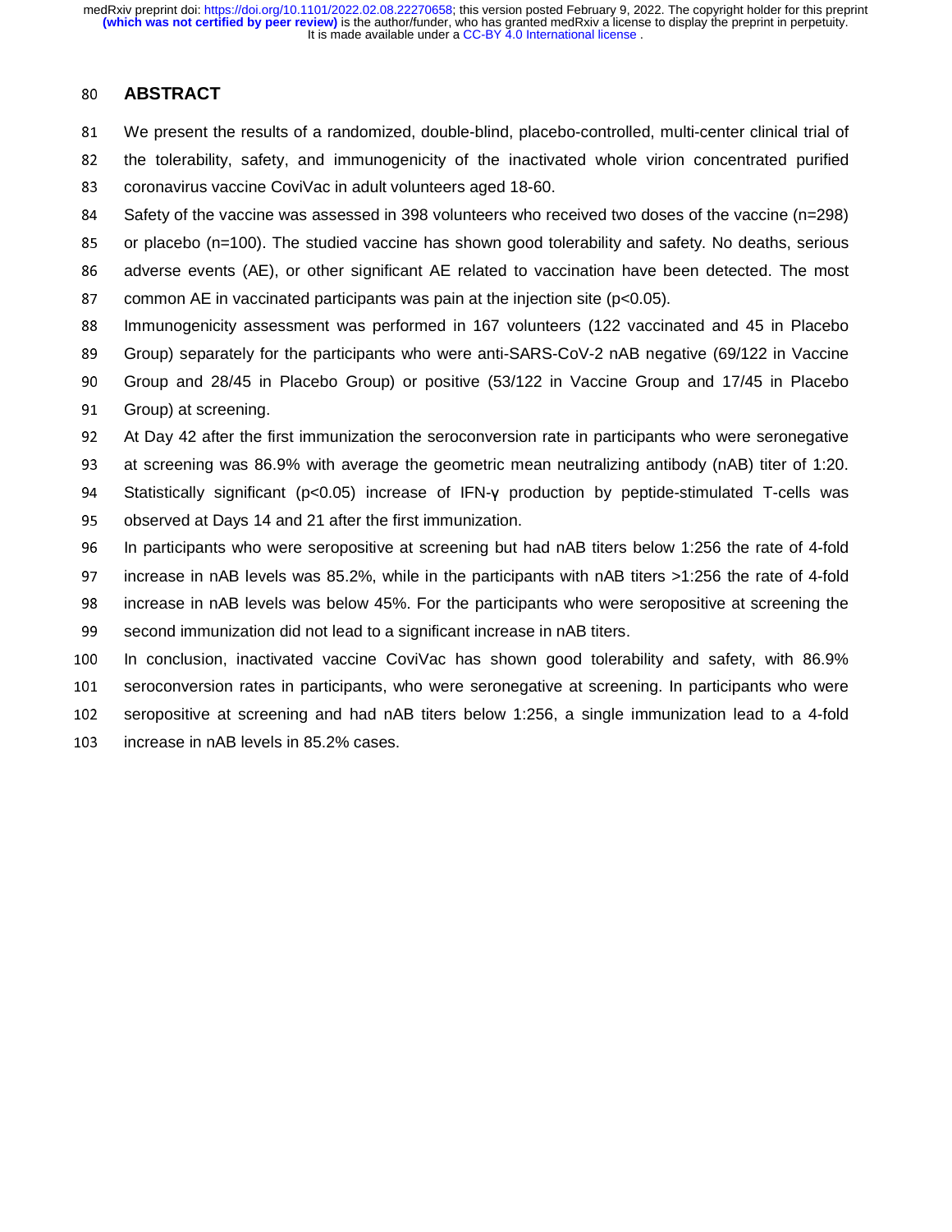## ABSTRACT

We present the results of a randomized, double-blind, placebo-controlled, multi-center clinical trial of the tolerability, safety, and immunogenicity of the inactivated whole virion concentrated purified coronavirus vaccine CoviVac in adult volunteers aged 18-60.

Safety of the vaccine was assessed in 398 volunteers who received two doses of the vaccine (n=298) or placebo (n=100). The studied vaccine has shown good tolerability and safety. No deaths, serious adverse events (AE), or other significant AE related to vaccination have been detected. The most common AE in vaccinated participants was pain at the injection site ($p<0.05$).

Immunogenicity assessment was performed in 167 volunteers (122 vaccinated and 45 in Placebo Group) separately for the participants who were anti-SARS-CoV-2 nAB negative (69/122 in Vaccine Group and 28/45 in Placebo Group) or positive (53/122 in Vaccine Group and 17/45 in Placebo Group) at screening.

At Day 42 after the first immunization the seroconversion rate in participants who were seronegative at screening was 86.9% with average the geometric mean neutralizing antibody (nAB) titer of 1:20. Statistically significant ($p<0.05$) increase of IFN-γ production by peptide-stimulated T-cells was observed at Days 14 and 21 after the first immunization.

In participants who were seropositive at screening but had nAB titers below 1:256 the rate of 4-fold increase in nAB levels was 85.2%, while in the participants with nAB titers >1:256 the rate of 4-fold increase in nAB levels was below 45%. For the participants who were seropositive at screening the second immunization did not lead to a significant increase in nAB titers.

In conclusion, inactivated vaccine CoviVac has shown good tolerability and safety, with 86.9% seroconversion rates in participants, who were seronegative at screening. In participants who were seropositive at screening and had nAB titers below 1:256, a single immunization lead to a 4-fold increase in nAB levels in 85.2% cases.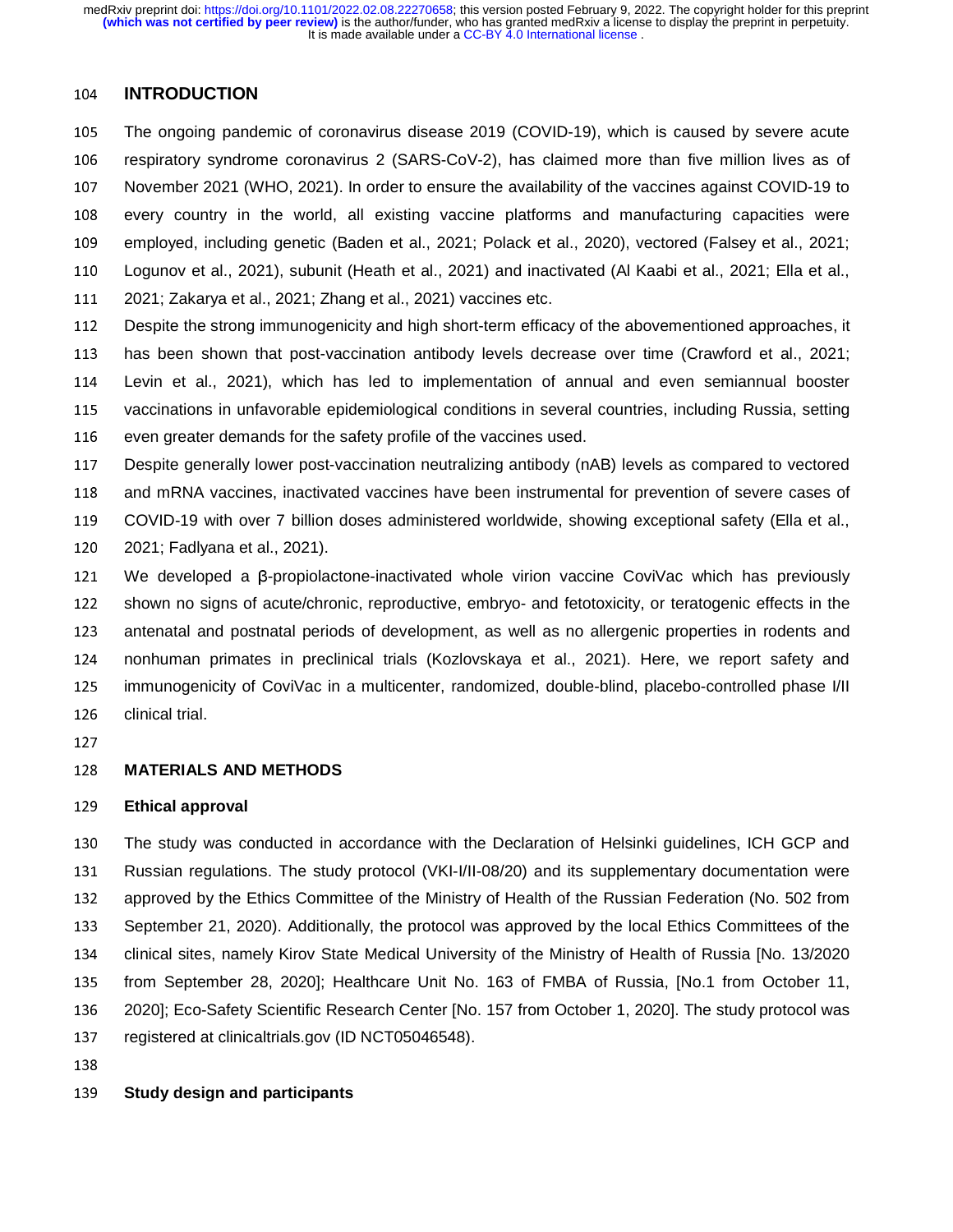## INTRODUCTION

The ongoing pandemic of coronavirus disease 2019 (COVID-19), which is caused by severe acute respiratory syndrome coronavirus 2 (SARS-CoV-2), has claimed more than five million lives as of November 2021 (WHO, 2021). In order to ensure the availability of the vaccines against COVID-19 to every country in the world, all existing vaccine platforms and manufacturing capacities were employed, including genetic (Baden et al., 2021; Polack et al., 2020), vectored (Falsey et al., 2021; Logunov et al., 2021), subunit (Heath et al., 2021) and inactivated (Al Kaabi et al., 2021; Ella et al., 2021; Zakarya et al., 2021; Zhang et al., 2021) vaccines etc.

Despite the strong immunogenicity and high short-term efficacy of the abovementioned approaches, it has been shown that post-vaccination antibody levels decrease over time (Crawford et al., 2021; Levin et al., 2021), which has led to implementation of annual and even semiannual booster vaccinations in unfavorable epidemiological conditions in several countries, including Russia, setting even greater demands for the safety profile of the vaccines used.

Despite generally lower post-vaccination neutralizing antibody (nAB) levels as compared to vectored and mRNA vaccines, inactivated vaccines have been instrumental for prevention of severe cases of COVID-19 with over 7 billion doses administered worldwide, showing exceptional safety (Ella et al., 2021; Fadlyana et al., 2021).

We developed a β-propiolactone-inactivated whole virion vaccine CoviVac which has previously shown no signs of acute/chronic, reproductive, embryo- and fetotoxicity, or teratogenic effects in the antenatal and postnatal periods of development, as well as no allergenic properties in rodents and nonhuman primates in preclinical trials (Kozlovskaya et al., 2021). Here, we report safety and immunogenicity of CoviVac in a multicenter, randomized, double-blind, placebo-controlled phase I/II clinical trial.

## MATERIALS AND METHODS

### Ethical approval

The study was conducted in accordance with the Declaration of Helsinki guidelines, ICH GCP and Russian regulations. The study protocol (VKI-I/II-08/20) and its supplementary documentation were approved by the Ethics Committee of the Ministry of Health of the Russian Federation (No. 502 from September 21, 2020). Additionally, the protocol was approved by the local Ethics Committees of the clinical sites, namely Kirov State Medical University of the Ministry of Health of Russia [No. 13/2020 from September 28, 2020]; Healthcare Unit No. 163 of FMBA of Russia, [No.1 from October 11, 2020]; Eco-Safety Scientific Research Center [No. 157 from October 1, 2020]. The study protocol was registered at clinicaltrials.gov (ID NCT05046548).

### Study design and participants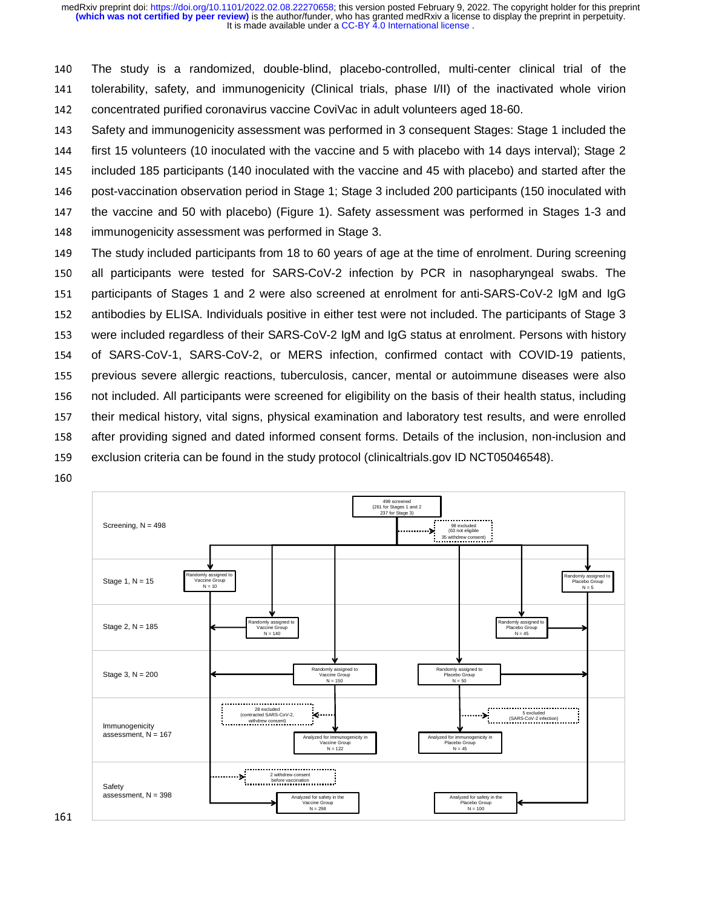The study is a randomized, double-blind, placebo-controlled, multi-center clinical trial of the tolerability, safety, and immunogenicity (Clinical trials, phase I/II) of the inactivated whole virion concentrated purified coronavirus vaccine CoviVac in adult volunteers aged 18-60.

Safety and immunogenicity assessment was performed in 3 consequent Stages: Stage 1 included the first 15 volunteers (10 inoculated with the vaccine and 5 with placebo with 14 days interval); Stage 2 included 185 participants (140 inoculated with the vaccine and 45 with placebo) and started after the post-vaccination observation period in Stage 1; Stage 3 included 200 participants (150 inoculated with the vaccine and 50 with placebo) (Figure 1). Safety assessment was performed in Stages 1-3 and immunogenicity assessment was performed in Stage 3.

The study included participants from 18 to 60 years of age at the time of enrolment. During screening all participants were tested for SARS-CoV-2 infection by PCR in nasopharyngeal swabs. The participants of Stages 1 and 2 were also screened at enrolment for anti-SARS-CoV-2 IgM and IgG antibodies by ELISA. Individuals positive in either test were not included. The participants of Stage 3 were included regardless of their SARS-CoV-2 IgM and IgG status at enrolment. Persons with history of SARS-CoV-1, SARS-CoV-2, or MERS infection, confirmed contact with COVID-19 patients, previous severe allergic reactions, tuberculosis, cancer, mental or autoimmune diseases were also not included. All participants were screened for eligibility on the basis of their health status, including their medical history, vital signs, physical examination and laboratory test results, and were enrolled after providing signed and dated informed consent forms. Details of the inclusion, non-inclusion and exclusion criteria can be found in the study protocol (clinicaltrials.gov ID NCT05046548).

Screening, N = 498

- 498 screened (261 for Stages 1 and 2; 237 for Stage 3)
- 98 excluded (63 not eligible; 35 withdrew consent)

Stage 1, N = 15

- Randomly assigned to Vaccine Group, N = 10
- Randomly assigned to Placebo Group, N = 5

Stage 2, N = 185

- Randomly assigned to Vaccine Group, N = 140
- Randomly assigned to Placebo Group, N = 45

Stage 3, N = 200

- Randomly assigned to Vaccine Group, N = 150
- Randomly assigned to Placebo Group, N = 50

Immunogenicity assessment, N = 167

- 28 excluded (contracted SARS-CoV-2, withdrew consent)
- Analyzed for immunogenicity in Vaccine Group, N = 122
- 5 excluded (SARS-CoV-2 infection)
- Analyzed for immunogenicity in Placebo Group, N = 45

Safety assessment, N = 398

- 2 withdrew consent before vaccination
- Analyzed for safety in the Vaccine Group, N = 298
- Analyzed for safety in the Placebo Group, N = 100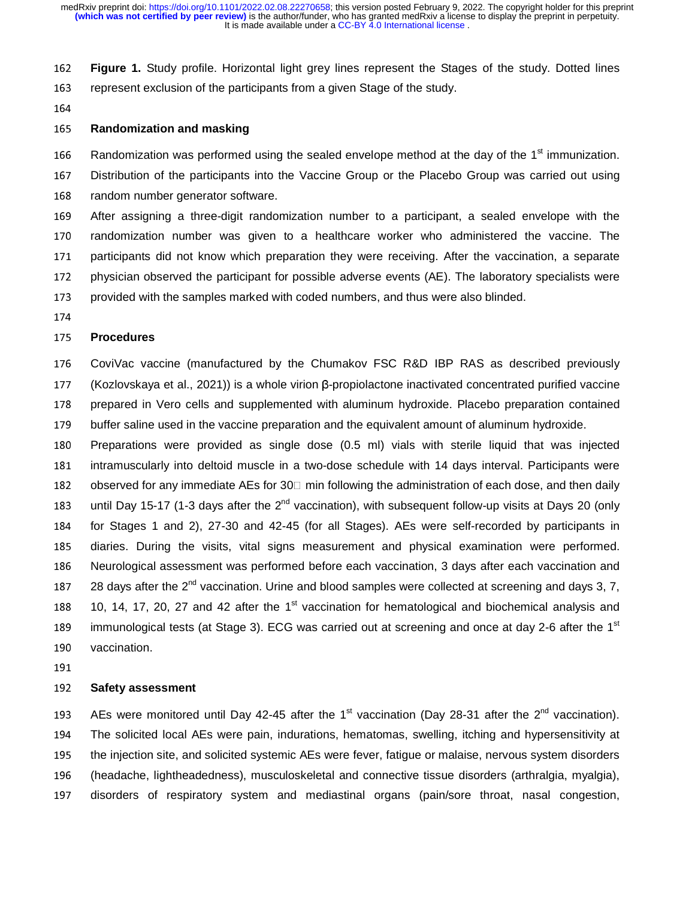**Figure 1.** Study profile. Horizontal light grey lines represent the Stages of the study. Dotted lines represent exclusion of the participants from a given Stage of the study.

### Randomization and masking

Randomization was performed using the sealed envelope method at the day of the 1st immunization. Distribution of the participants into the Vaccine Group or the Placebo Group was carried out using random number generator software.

After assigning a three-digit randomization number to a participant, a sealed envelope with the randomization number was given to a healthcare worker who administered the vaccine. The participants did not know which preparation they were receiving. After the vaccination, a separate physician observed the participant for possible adverse events (AE). The laboratory specialists were provided with the samples marked with coded numbers, and thus were also blinded.

### Procedures

CoviVac vaccine (manufactured by the Chumakov FSC R&D IBP RAS as described previously (Kozlovskaya et al., 2021)) is a whole virion β-propiolactone inactivated concentrated purified vaccine prepared in Vero cells and supplemented with aluminum hydroxide. Placebo preparation contained buffer saline used in the vaccine preparation and the equivalent amount of aluminum hydroxide.

Preparations were provided as single dose (0.5 ml) vials with sterile liquid that was injected intramuscularly into deltoid muscle in a two-dose schedule with 14 days interval. Participants were observed for any immediate AEs for 30 min following the administration of each dose, and then daily until Day 15-17 (1-3 days after the 2nd vaccination), with subsequent follow-up visits at Days 20 (only for Stages 1 and 2), 27-30 and 42-45 (for all Stages). AEs were self-recorded by participants in diaries. During the visits, vital signs measurement and physical examination were performed. Neurological assessment was performed before each vaccination, 3 days after each vaccination and 28 days after the 2nd vaccination. Urine and blood samples were collected at screening and days 3, 7, 10, 14, 17, 20, 27 and 42 after the 1st vaccination for hematological and biochemical analysis and immunological tests (at Stage 3). ECG was carried out at screening and once at day 2-6 after the 1st vaccination.

### Safety assessment

AEs were monitored until Day 42-45 after the 1st vaccination (Day 28-31 after the 2nd vaccination). The solicited local AEs were pain, indurations, hematomas, swelling, itching and hypersensitivity at the injection site, and solicited systemic AEs were fever, fatigue or malaise, nervous system disorders (headache, lightheadedness), musculoskeletal and connective tissue disorders (arthralgia, myalgia), disorders of respiratory system and mediastinal organs (pain/sore throat, nasal congestion,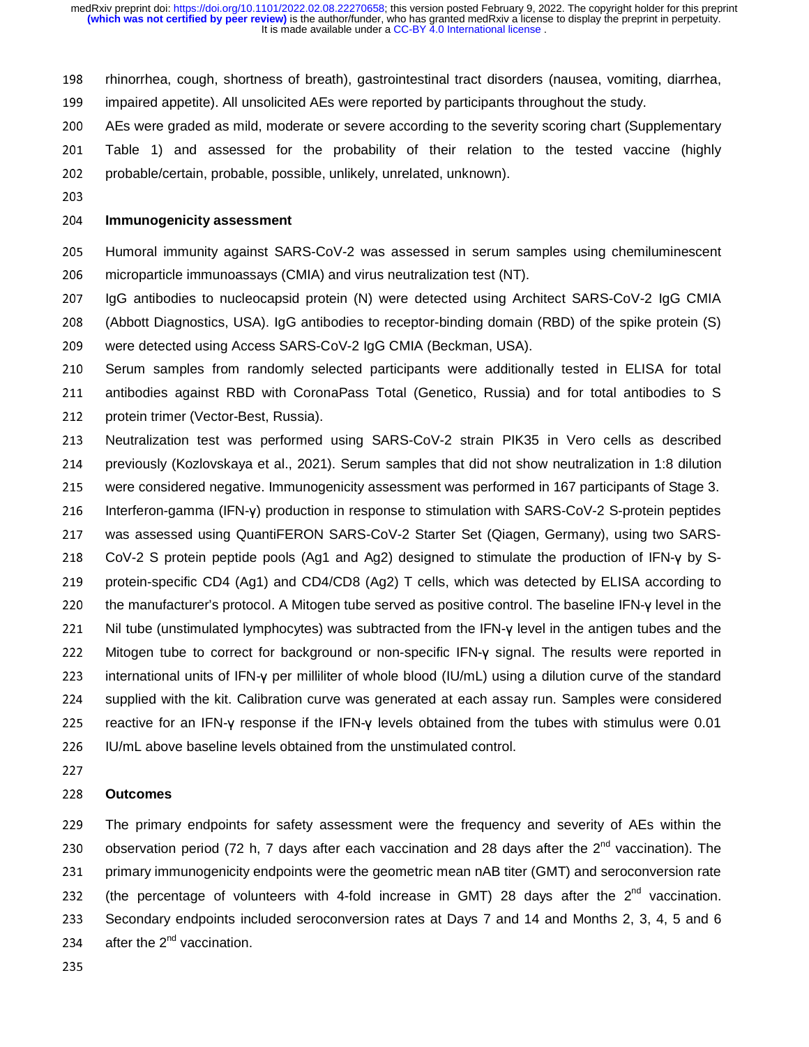rhinorrhea, cough, shortness of breath), gastrointestinal tract disorders (nausea, vomiting, diarrhea, impaired appetite). All unsolicited AEs were reported by participants throughout the study.

AEs were graded as mild, moderate or severe according to the severity scoring chart (Supplementary Table 1) and assessed for the probability of their relation to the tested vaccine (highly probable/certain, probable, possible, unlikely, unrelated, unknown).

### Immunogenicity assessment

Humoral immunity against SARS-CoV-2 was assessed in serum samples using chemiluminescent microparticle immunoassays (CMIA) and virus neutralization test (NT).

IgG antibodies to nucleocapsid protein (N) were detected using Architect SARS-CoV-2 IgG CMIA (Abbott Diagnostics, USA). IgG antibodies to receptor-binding domain (RBD) of the spike protein (S) were detected using Access SARS-CoV-2 IgG CMIA (Beckman, USA).

Serum samples from randomly selected participants were additionally tested in ELISA for total antibodies against RBD with CoronaPass Total (Genetico, Russia) and for total antibodies to S protein trimer (Vector-Best, Russia).

Neutralization test was performed using SARS-CoV-2 strain PIK35 in Vero cells as described previously (Kozlovskaya et al., 2021). Serum samples that did not show neutralization in 1:8 dilution were considered negative. Immunogenicity assessment was performed in 167 participants of Stage 3.

Interferon-gamma (IFN-γ) production in response to stimulation with SARS-CoV-2 S-protein peptides was assessed using QuantiFERON SARS-CoV-2 Starter Set (Qiagen, Germany), using two SARS-CoV-2 S protein peptide pools (Ag1 and Ag2) designed to stimulate the production of IFN-γ by S-protein-specific CD4 (Ag1) and CD4/CD8 (Ag2) T cells, which was detected by ELISA according to the manufacturer's protocol. A Mitogen tube served as positive control. The baseline IFN-γ level in the Nil tube (unstimulated lymphocytes) was subtracted from the IFN-γ level in the antigen tubes and the Mitogen tube to correct for background or non-specific IFN-γ signal. The results were reported in international units of IFN-γ per milliliter of whole blood (IU/mL) using a dilution curve of the standard supplied with the kit. Calibration curve was generated at each assay run. Samples were considered reactive for an IFN-γ response if the IFN-γ levels obtained from the tubes with stimulus were 0.01 IU/mL above baseline levels obtained from the unstimulated control.

### Outcomes

The primary endpoints for safety assessment were the frequency and severity of AEs within the observation period (72 h, 7 days after each vaccination and 28 days after the $2^{nd}$ vaccination). The primary immunogenicity endpoints were the geometric mean nAB titer (GMT) and seroconversion rate (the percentage of volunteers with 4-fold increase in GMT) 28 days after the $2^{nd}$ vaccination. Secondary endpoints included seroconversion rates at Days 7 and 14 and Months 2, 3, 4, 5 and 6 after the $2^{nd}$ vaccination.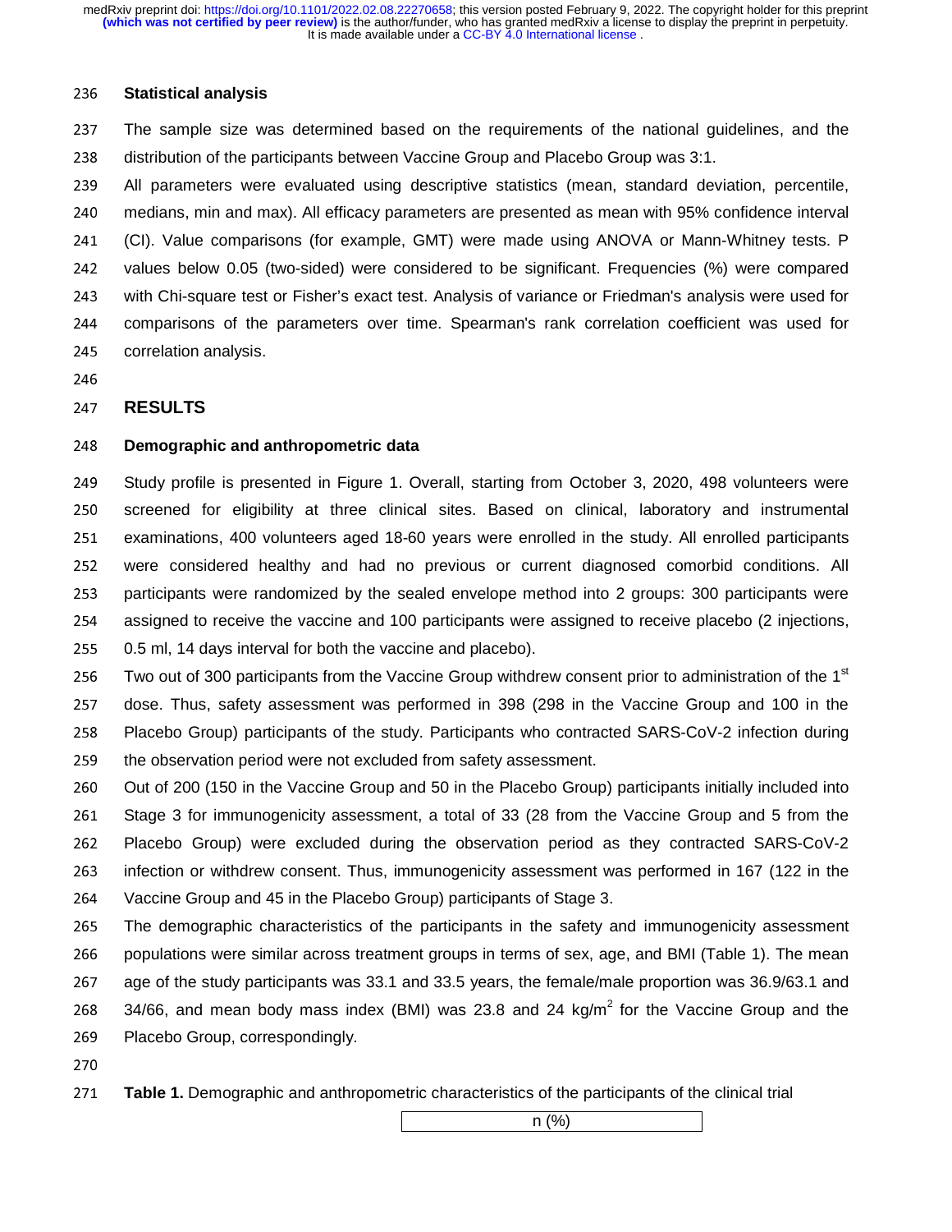### Statistical analysis

The sample size was determined based on the requirements of the national guidelines, and the distribution of the participants between Vaccine Group and Placebo Group was 3:1.

All parameters were evaluated using descriptive statistics (mean, standard deviation, percentile, medians, min and max). All efficacy parameters are presented as mean with 95% confidence interval (CI). Value comparisons (for example, GMT) were made using ANOVA or Mann-Whitney tests. P values below 0.05 (two-sided) were considered to be significant. Frequencies (%) were compared with Chi-square test or Fisher's exact test. Analysis of variance or Friedman's analysis were used for comparisons of the parameters over time. Spearman's rank correlation coefficient was used for correlation analysis.

## RESULTS

### Demographic and anthropometric data

Study profile is presented in Figure 1. Overall, starting from October 3, 2020, 498 volunteers were screened for eligibility at three clinical sites. Based on clinical, laboratory and instrumental examinations, 400 volunteers aged 18-60 years were enrolled in the study. All enrolled participants were considered healthy and had no previous or current diagnosed comorbid conditions. All participants were randomized by the sealed envelope method into 2 groups: 300 participants were assigned to receive the vaccine and 100 participants were assigned to receive placebo (2 injections, 0.5 ml, 14 days interval for both the vaccine and placebo).

Two out of 300 participants from the Vaccine Group withdrew consent prior to administration of the 1st dose. Thus, safety assessment was performed in 398 (298 in the Vaccine Group and 100 in the Placebo Group) participants of the study. Participants who contracted SARS-CoV-2 infection during the observation period were not excluded from safety assessment.

Out of 200 (150 in the Vaccine Group and 50 in the Placebo Group) participants initially included into Stage 3 for immunogenicity assessment, a total of 33 (28 from the Vaccine Group and 5 from the Placebo Group) were excluded during the observation period as they contracted SARS-CoV-2 infection or withdrew consent. Thus, immunogenicity assessment was performed in 167 (122 in the Vaccine Group and 45 in the Placebo Group) participants of Stage 3.

The demographic characteristics of the participants in the safety and immunogenicity assessment populations were similar across treatment groups in terms of sex, age, and BMI (Table 1). The mean age of the study participants was 33.1 and 33.5 years, the female/male proportion was 36.9/63.1 and 34/66, and mean body mass index (BMI) was 23.8 and 24 kg/m$^2$ for the Vaccine Group and the Placebo Group, correspondingly.

**Table 1.** Demographic and anthropometric characteristics of the participants of the clinical trial

| | n (%) |
|---|---|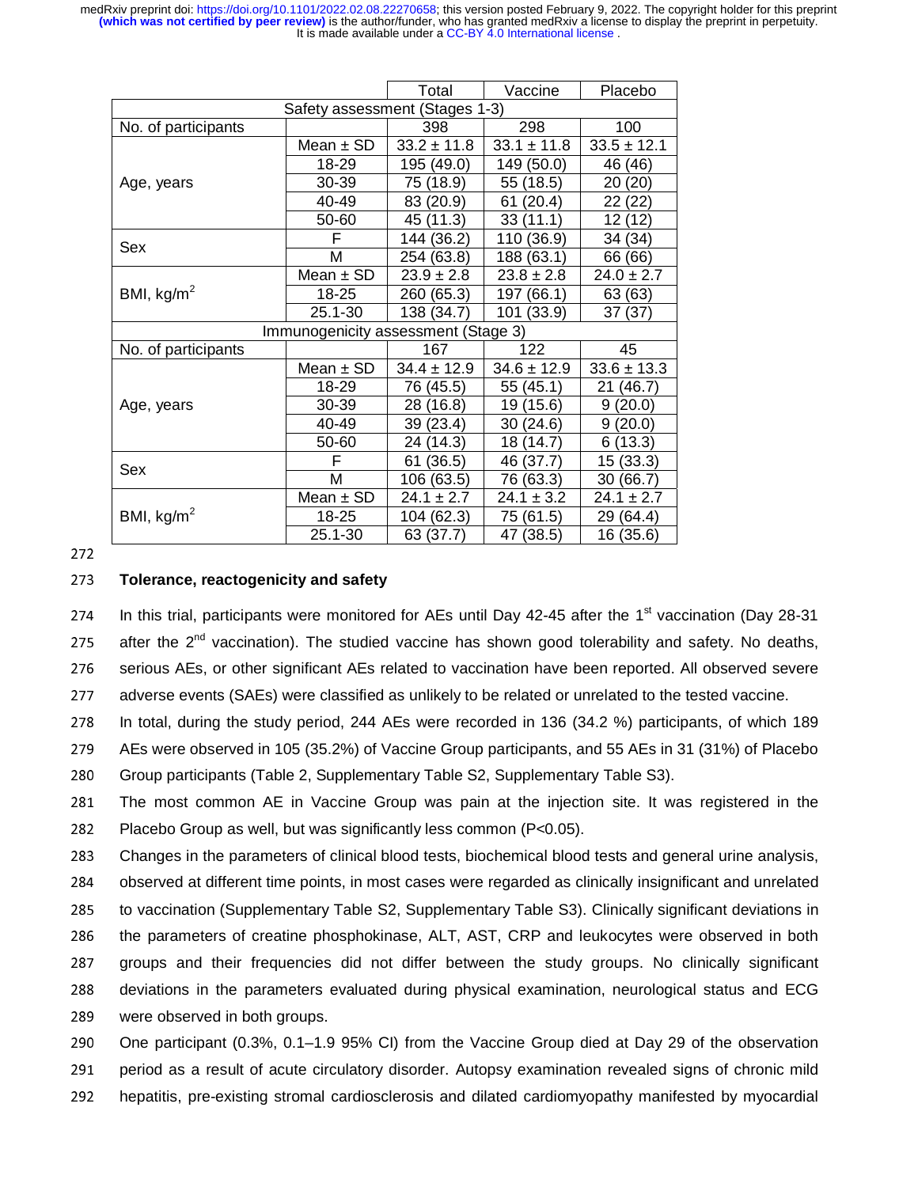| | | Total | Vaccine | Placebo |
|---|---|---|---|---|
| Safety assessment (Stages 1-3) | | | | |
| No. of participants | | 398 | 298 | 100 |
| Age, years | Mean ± SD | 33.2 ± 11.8 | 33.1 ± 11.8 | 33.5 ± 12.1 |
| | 18-29 | 195 (49.0) | 149 (50.0) | 46 (46) |
| | 30-39 | 75 (18.9) | 55 (18.5) | 20 (20) |
| | 40-49 | 83 (20.9) | 61 (20.4) | 22 (22) |
| | 50-60 | 45 (11.3) | 33 (11.1) | 12 (12) |
| Sex | F | 144 (36.2) | 110 (36.9) | 34 (34) |
| | M | 254 (63.8) | 188 (63.1) | 66 (66) |
| BMI, kg/m$^2$ | Mean ± SD | 23.9 ± 2.8 | 23.8 ± 2.8 | 24.0 ± 2.7 |
| | 18-25 | 260 (65.3) | 197 (66.1) | 63 (63) |
| | 25.1-30 | 138 (34.7) | 101 (33.9) | 37 (37) |
| Immunogenicity assessment (Stage 3) | | | | |
| No. of participants | | 167 | 122 | 45 |
| Age, years | Mean ± SD | 34.4 ± 12.9 | 34.6 ± 12.9 | 33.6 ± 13.3 |
| | 18-29 | 76 (45.5) | 55 (45.1) | 21 (46.7) |
| | 30-39 | 28 (16.8) | 19 (15.6) | 9 (20.0) |
| | 40-49 | 39 (23.4) | 30 (24.6) | 9 (20.0) |
| | 50-60 | 24 (14.3) | 18 (14.7) | 6 (13.3) |
| Sex | F | 61 (36.5) | 46 (37.7) | 15 (33.3) |
| | M | 106 (63.5) | 76 (63.3) | 30 (66.7) |
| BMI, kg/m$^2$ | Mean ± SD | 24.1 ± 2.7 | 24.1 ± 3.2 | 24.1 ± 2.7 |
| | 18-25 | 104 (62.3) | 75 (61.5) | 29 (64.4) |
| | 25.1-30 | 63 (37.7) | 47 (38.5) | 16 (35.6) |

**Tolerance, reactogenicity and safety**

In this trial, participants were monitored for AEs until Day 42-45 after the 1st vaccination (Day 28-31 after the 2nd vaccination). The studied vaccine has shown good tolerability and safety. No deaths, serious AEs, or other significant AEs related to vaccination have been reported. All observed severe adverse events (SAEs) were classified as unlikely to be related or unrelated to the tested vaccine.

In total, during the study period, 244 AEs were recorded in 136 (34.2 %) participants, of which 189 AEs were observed in 105 (35.2%) of Vaccine Group participants, and 55 AEs in 31 (31%) of Placebo Group participants (Table 2, Supplementary Table S2, Supplementary Table S3).

The most common AE in Vaccine Group was pain at the injection site. It was registered in the Placebo Group as well, but was significantly less common ($P<0.05$).

Changes in the parameters of clinical blood tests, biochemical blood tests and general urine analysis, observed at different time points, in most cases were regarded as clinically insignificant and unrelated to vaccination (Supplementary Table S2, Supplementary Table S3). Clinically significant deviations in the parameters of creatine phosphokinase, ALT, AST, CRP and leukocytes were observed in both groups and their frequencies did not differ between the study groups. No clinically significant deviations in the parameters evaluated during physical examination, neurological status and ECG were observed in both groups.

One participant (0.3%, 0.1–1.9 95% CI) from the Vaccine Group died at Day 29 of the observation period as a result of acute circulatory disorder. Autopsy examination revealed signs of chronic mild hepatitis, pre-existing stromal cardiosclerosis and dilated cardiomyopathy manifested by myocardial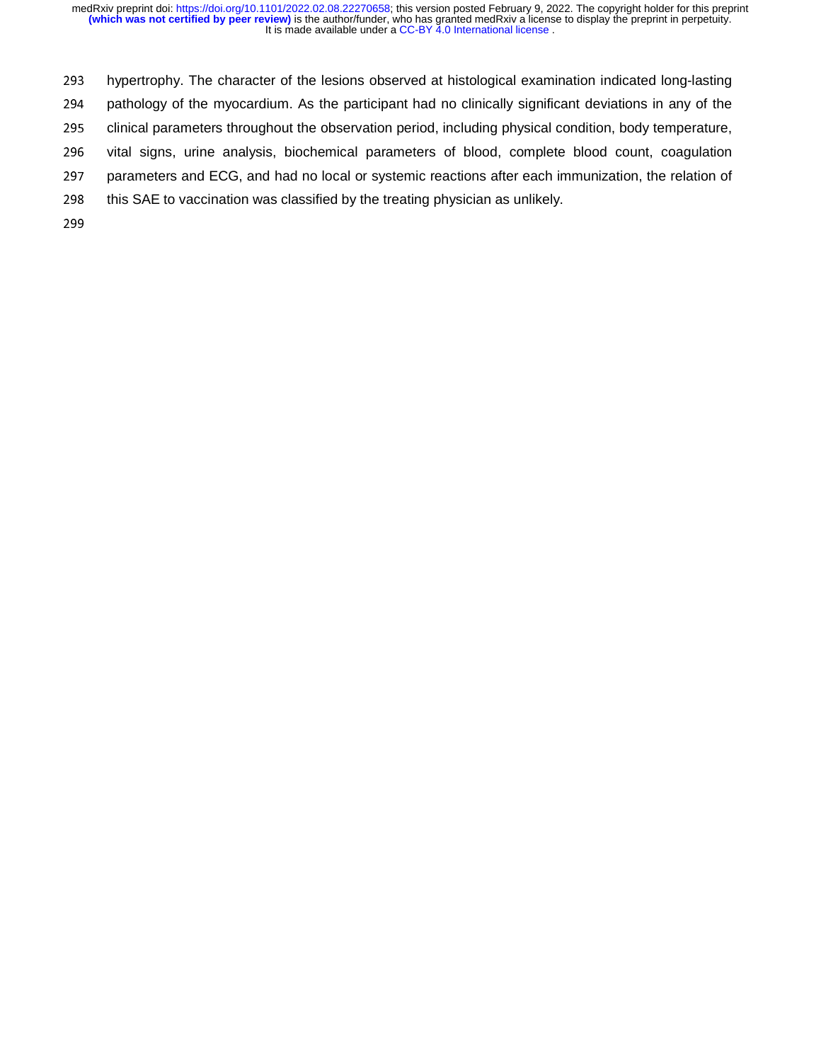hypertrophy. The character of the lesions observed at histological examination indicated long-lasting pathology of the myocardium. As the participant had no clinically significant deviations in any of the clinical parameters throughout the observation period, including physical condition, body temperature, vital signs, urine analysis, biochemical parameters of blood, complete blood count, coagulation parameters and ECG, and had no local or systemic reactions after each immunization, the relation of this SAE to vaccination was classified by the treating physician as unlikely.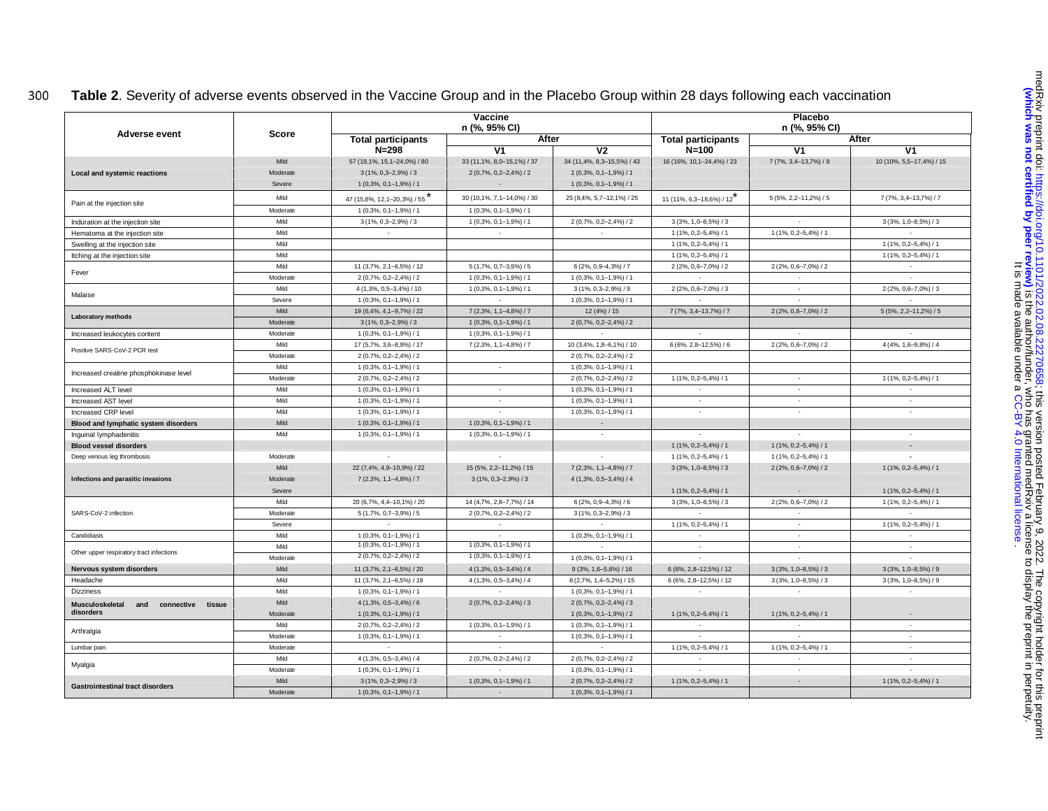**Table 2**. Severity of adverse events observed in the Vaccine Group and in the Placebo Group within 28 days following each vaccination

| Adverse event | Score | Vaccine n (%, 95% CI) Total participants N=298 | Vaccine After V1 | Vaccine After V2 | Placebo n (%, 95% CI) Total participants N=100 | Placebo After V1 | Placebo After V1 |
|---|---|---|---|---|---|---|---|
| **Local and systemic reactions** | Mild | 57 (19,1%, 15,1–24,0%) / 80 | 33 (11,1%, 8,0–15,1%) / 37 | 34 (11,4%, 8,3–15,5%) / 43 | 16 (16%, 10,1–24,4%) / 23 | 7 (7%, 3,4–13,7%) / 8 | 10 (10%, 5,5–17,4%) / 15 |
| | Moderate | 3 (1%, 0,3–2,9%) / 3 | 2 (0,7%, 0,2–2,4%) / 2 | 1 (0,3%, 0,1–1,9%) / 1 | | | |
| | Severe | 1 (0,3%, 0,1–1,9%) / 1 | - | 1 (0,3%, 0,1–1,9%) / 1 | | | |
| Pain at the injection site | Mild | 47 (15,8%, 12,1–20,3%) / 55 * | 30 (10,1%, 7,1–14,0%) / 30 | 25 (8,4%, 5,7–12,1%) / 25 | 11 (11%, 6,3–18,6%) / 12 * | 5 (5%, 2,2–11,2%) / 5 | 7 (7%, 3,4–13,7%) / 7 |
| | Moderate | 1 (0,3%, 0,1–1,9%) / 1 | 1 (0,3%, 0,1–1,9%) / 1 | | | | |
| Induration at the injection site | Mild | 3 (1%, 0,3–2,9%) / 3 | 1 (0,3%, 0,1–1,9%) / 1 | 2 (0,7%, 0,2–2,4%) / 2 | 3 (3%, 1,0–8,5%) / 3 | - | 3 (3%, 1,0–8,5%) / 3 |
| Hematoma at the injection site | Mild | - | - | - | 1 (1%, 0,2–5,4%) / 1 | 1 (1%, 0,2–5,4%) / 1 | - |
| Swelling at the injection site | Mild | | | | 1 (1%, 0,2–5,4%) / 1 | | 1 (1%, 0,2–5,4%) / 1 |
| Itching at the injection site | Mild | | | | 1 (1%, 0,2–5,4%) / 1 | | 1 (1%, 0,2–5,4%) / 1 |
| Fever | Mild | 11 (3,7%, 2,1–6,5%) / 12 | 5 (1,7%, 0,7–3,9%) / 5 | 6 (2%, 0,9–4,3%) / 7 | 2 (2%, 0,6–7,0%) / 2 | 2 (2%, 0,6–7,0%) / 2 | - |
| | Moderate | 2 (0,7%, 0,2–2,4%) / 2 | 1 (0,3%, 0,1–1,9%) / 1 | 1 (0,3%, 0,1–1,9%) / 1 | - | - | - |
| Malaise | Mild | 4 (1,3%, 0,5–3,4%) / 10 | 1 (0,3%, 0,1–1,9%) / 1 | 3 (1%, 0,3–2,9%) / 9 | 2 (2%, 0,6–7,0%) / 3 | - | 2 (2%, 0,6–7,0%) / 3 |
| | Severe | 1 (0,3%, 0,1–1,9%) / 1 | - | 1 (0,3%, 0,1–1,9%) / 1 | - | - | - |
| **Laboratory methods** | Mild | 19 (6,4%, 4,1–9,7%) / 22 | 7 (2,3%, 1,1–4,8%) / 7 | 12 (4%) / 15 | 7 (7%, 3,4–13,7%) / 7 | 2 (2%, 0,6–7,0%) / 2 | 5 (5%, 2,2–11,2%) / 5 |
| | Moderate | 3 (1%, 0,3–2,9%) / 3 | 1 (0,3%, 0,1–1,9%) / 1 | 2 (0,7%, 0,2–2,4%) / 2 | | | |
| Increased leukocytes content | Moderate | 1 (0,3%, 0,1–1,9%) / 1 | 1 (0,3%, 0,1–1,9%) / 1 | - | - | - | - |
| Positive SARS-CoV-2 PCR test | Mild | 17 (5,7%, 3,6–8,9%) / 17 | 7 (2,3%, 1,1–4,8%) / 7 | 10 (3,4%, 1,8–6,1%) / 10 | 6 (6%, 2,8–12,5%) / 6 | 2 (2%, 0,6–7,0%) / 2 | 4 (4%, 1,6–9,8%) / 4 |
| | Moderate | 2 (0,7%, 0,2–2,4%) / 2 | | 2 (0,7%, 0,2–2,4%) / 2 | | | |
| Increased creatine phosphokinase level | Mild | 1 (0,3%, 0,1–1,9%) / 1 | - | 1 (0,3%, 0,1–1,9%) / 1 | | | |
| | Moderate | 2 (0,7%, 0,2–2,4%) / 2 | | 2 (0,7%, 0,2–2,4%) / 2 | 1 (1%, 0,2–5,4%) / 1 | - | 1 (1%, 0,2–5,4%) / 1 |
| Increased ALT level | Mild | 1 (0,3%, 0,1–1,9%) / 1 | - | 1 (0,3%, 0,1–1,9%) / 1 | - | - | - |
| Increased AST level | Mild | 1 (0,3%, 0,1–1,9%) / 1 | - | 1 (0,3%, 0,1–1,9%) / 1 | - | - | - |
| Increased CRP level | Mild | 1 (0,3%, 0,1–1,9%) / 1 | - | 1 (0,3%, 0,1–1,9%) / 1 | - | - | - |
| **Blood and lymphatic system disorders** | Mild | 1 (0,3%, 0,1–1,9%) / 1 | 1 (0,3%, 0,1–1,9%) / 1 | - | | | |
| Inguinal lymphadenitis | Mild | 1 (0,3%, 0,1–1,9%) / 1 | 1 (0,3%, 0,1–1,9%) / 1 | - | - | - | - |
| **Blood vessel disorders** | | | | | 1 (1%, 0,2–5,4%) / 1 | 1 (1%, 0,2–5,4%) / 1 | - |
| Deep venous leg thrombosis | Moderate | - | - | - | 1 (1%, 0,2–5,4%) / 1 | 1 (1%, 0,2–5,4%) / 1 | - |
| **Infections and parasitic invasions** | Mild | 22 (7,4%, 4,9–10,9%) / 22 | 15 (5%, 2,2–11,2%) / 15 | 7 (2,3%, 1,1–4,8%) / 7 | 3 (3%, 1,0–8,5%) / 3 | 2 (2%, 0,6–7,0%) / 2 | 1 (1%, 0,2–5,4%) / 1 |
| | Moderate | 7 (2,3%, 1,1–4,8%) / 7 | 3 (1%, 0,3–2,9%) / 3 | 4 (1,3%, 0,5–3,4%) / 4 | | | |
| | Severe | | | | 1 (1%, 0,2–5,4%) / 1 | - | 1 (1%, 0,2–5,4%) / 1 |
| SARS-CoV-2 infection | Mild | 20 (6,7%, 4,4–10,1%) / 20 | 14 (4,7%, 2,8–7,7%) / 14 | 6 (2%, 0,9–4,3%) / 6 | 3 (3%, 1,0–8,5%) / 3 | 2 (2%, 0,6–7,0%) / 2 | 1 (1%, 0,2–5,4%) / 1 |
| | Moderate | 5 (1,7%, 0,7–3,9%) / 5 | 2 (0,7%, 0,2–2,4%) / 2 | 3 (1%, 0,3–2,9%) / 3 | - | - | - |
| | Severe | - | - | - | 1 (1%, 0,2–5,4%) / 1 | - | 1 (1%, 0,2–5,4%) / 1 |
| Candidiasis | Mild | 1 (0,3%, 0,1–1,9%) / 1 | - | 1 (0,3%, 0,1–1,9%) / 1 | - | - | - |
| Other upper respiratory tract infections | Mild | 1 (0,3%, 0,1–1,9%) / 1 | 1 (0,3%, 0,1–1,9%) / 1 | - | - | - | - |
| | Moderate | 2 (0,7%, 0,2–2,4%) / 2 | 1 (0,3%, 0,1–1,9%) / 1 | 1 (0,3%, 0,1–1,9%) / 1 | - | - | - |
| **Nervous system disorders** | Mild | 11 (3,7%, 2,1–6,5%) / 20 | 4 (1,3%, 0,5–3,4%) / 4 | 9 (3%, 1,6–5,6%) / 16 | 6 (6%, 2,8–12,5%) / 12 | 3 (3%, 1,0–8,5%) / 3 | 3 (3%, 1,0–8,5%) / 9 |
| Headache | Mild | 11 (3,7%, 2,1–6,5%) / 19 | 4 (1,3%, 0,5–3,4%) / 4 | 8 (2,7%, 1,4–5,2%) / 15 | 6 (6%, 2,8–12,5%) / 12 | 3 (3%, 1,0–8,5%) / 3 | 3 (3%, 1,0–8,5%) / 9 |
| Dizziness | Mild | 1 (0,3%, 0,1–1,9%) / 1 | - | 1 (0,3%, 0,1–1,9%) / 1 | - | - | - |
| **Musculoskeletal and connective tissue disorders** | Mild | 4 (1,3%, 0,5–3,4%) / 6 | 2 (0,7%, 0,2–2,4%) / 3 | 2 (0,7%, 0,2–2,4%) / 3 | | | |
| | Moderate | 1 (0,3%, 0,1–1,9%) / 1 | | 1 (0,3%, 0,1–1,9%) / 2 | 1 (1%, 0,2–5,4%) / 1 | 1 (1%, 0,2–5,4%) / 1 | - |
| Arthralgia | Mild | 2 (0,7%, 0,2–2,4%) / 2 | 1 (0,3%, 0,1–1,9%) / 1 | 1 (0,3%, 0,1–1,9%) / 1 | - | - | - |
| | Moderate | 1 (0,3%, 0,1–1,9%) / 1 | - | 1 (0,3%, 0,1–1,9%) / 1 | - | - | - |
| Lumbar pain | Moderate | - | - | - | 1 (1%, 0,2–5,4%) / 1 | 1 (1%, 0,2–5,4%) / 1 | - |
| Myalgia | Mild | 4 (1,3%, 0,5–3,4%) / 4 | 2 (0,7%, 0,2–2,4%) / 2 | 2 (0,7%, 0,2–2,4%) / 2 | - | - | - |
| | Moderate | 1 (0,3%, 0,1–1,9%) / 1 | - | 1 (0,3%, 0,1–1,9%) / 1 | - | - | - |
| **Gastrointestinal tract disorders** | Mild | 3 (1%, 0,3–2,9%) / 3 | 1 (0,3%, 0,1–1,9%) / 1 | 2 (0,7%, 0,2–2,4%) / 2 | 1 (1%, 0,2–5,4%) / 1 | - | 1 (1%, 0,2–5,4%) / 1 |
| | Moderate | 1 (0,3%, 0,1–1,9%) / 1 | - | 1 (0,3%, 0,1–1,9%) / 1 | | | |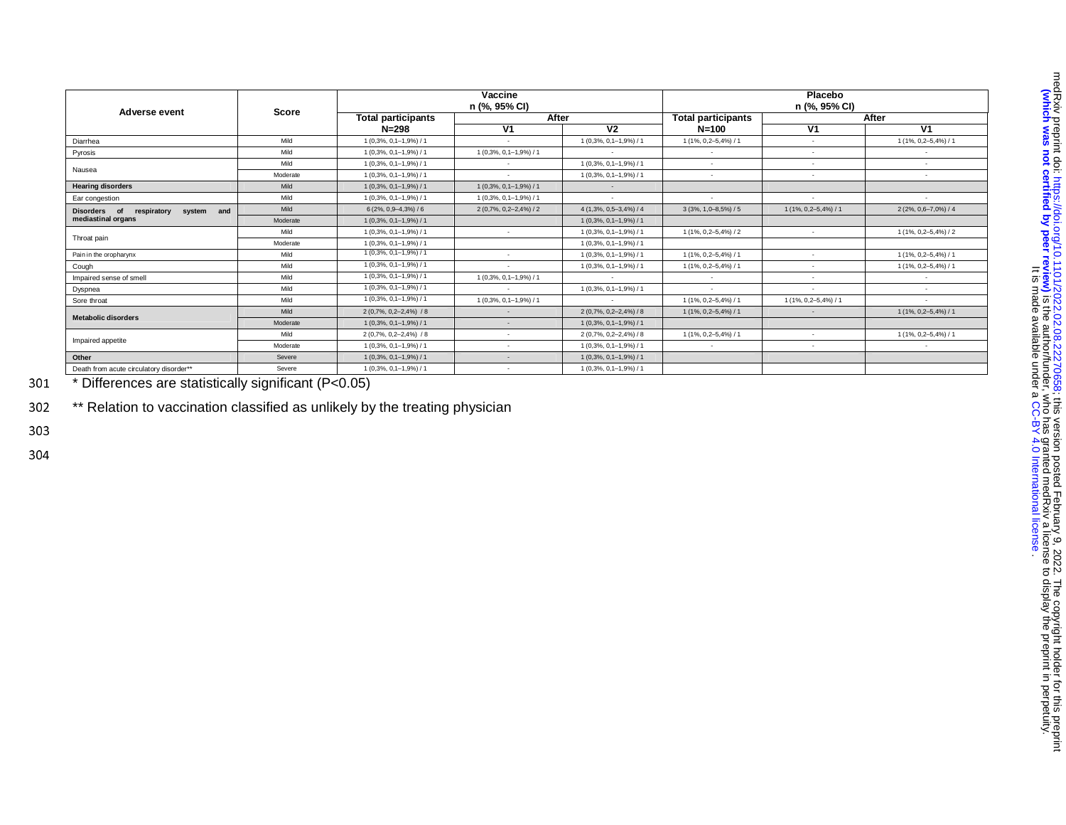| Adverse event | Score | Vaccine n (%, 95% CI) | | | Placebo n (%, 95% CI) | | |
|---|---|---|---|---|---|---|---|
| | | Total participants N=298 | After V1 | After V2 | Total participants N=100 | After V1 | After V1 |
| Diarrhea | Mild | 1 (0,3%, 0,1–1,9%) / 1 | - | 1 (0,3%, 0,1–1,9%) / 1 | 1 (1%, 0,2–5,4%) / 1 | - | 1 (1%, 0,2–5,4%) / 1 |
| Pyrosis | Mild | 1 (0,3%, 0,1–1,9%) / 1 | 1 (0,3%, 0,1–1,9%) / 1 | - | - | - | - |
| Nausea | Mild | 1 (0,3%, 0,1–1,9%) / 1 | - | 1 (0,3%, 0,1–1,9%) / 1 | - | - | - |
| | Moderate | 1 (0,3%, 0,1–1,9%) / 1 | - | 1 (0,3%, 0,1–1,9%) / 1 | - | - | - |
| **Hearing disorders** | Mild | 1 (0,3%, 0,1–1,9%) / 1 | 1 (0,3%, 0,1–1,9%) / 1 | - | | | |
| Ear congestion | Mild | 1 (0,3%, 0,1–1,9%) / 1 | 1 (0,3%, 0,1–1,9%) / 1 | - | - | - | - |
| **Disorders of respiratory system and mediastinal organs** | Mild | 6 (2%, 0,9–4,3%) / 6 | 2 (0,7%, 0,2–2,4%) / 2 | 4 (1,3%, 0,5–3,4%) / 4 | 3 (3%, 1,0–8,5%) / 5 | 1 (1%, 0,2–5,4%) / 1 | 2 (2%, 0,6–7,0%) / 4 |
| | Moderate | 1 (0,3%, 0,1–1,9%) / 1 | | 1 (0,3%, 0,1–1,9%) / 1 | | | |
| Throat pain | Mild | 1 (0,3%, 0,1–1,9%) / 1 | - | 1 (0,3%, 0,1–1,9%) / 1 | 1 (1%, 0,2–5,4%) / 2 | - | 1 (1%, 0,2–5,4%) / 2 |
| | Moderate | 1 (0,3%, 0,1–1,9%) / 1 | | 1 (0,3%, 0,1–1,9%) / 1 | | | |
| Pain in the oropharynx | Mild | 1 (0,3%, 0,1–1,9%) / 1 | - | 1 (0,3%, 0,1–1,9%) / 1 | 1 (1%, 0,2–5,4%) / 1 | - | 1 (1%, 0,2–5,4%) / 1 |
| Cough | Mild | 1 (0,3%, 0,1–1,9%) / 1 | - | 1 (0,3%, 0,1–1,9%) / 1 | 1 (1%, 0,2–5,4%) / 1 | - | 1 (1%, 0,2–5,4%) / 1 |
| Impaired sense of smell | Mild | 1 (0,3%, 0,1–1,9%) / 1 | 1 (0,3%, 0,1–1,9%) / 1 | - | - | - | - |
| Dyspnea | Mild | 1 (0,3%, 0,1–1,9%) / 1 | - | 1 (0,3%, 0,1–1,9%) / 1 | - | - | - |
| Sore throat | Mild | 1 (0,3%, 0,1–1,9%) / 1 | 1 (0,3%, 0,1–1,9%) / 1 | - | 1 (1%, 0,2–5,4%) / 1 | 1 (1%, 0,2–5,4%) / 1 | - |
| **Metabolic disorders** | Mild | 2 (0,7%, 0,2–2,4%) / 8 | - | 2 (0,7%, 0,2–2,4%) / 8 | 1 (1%, 0,2–5,4%) / 1 | - | 1 (1%, 0,2–5,4%) / 1 |
| | Moderate | 1 (0,3%, 0,1–1,9%) / 1 | - | 1 (0,3%, 0,1–1,9%) / 1 | | | |
| Impaired appetite | Mild | 2 (0,7%, 0,2–2,4%) / 8 | - | 2 (0,7%, 0,2–2,4%) / 8 | 1 (1%, 0,2–5,4%) / 1 | - | 1 (1%, 0,2–5,4%) / 1 |
| | Moderate | 1 (0,3%, 0,1–1,9%) / 1 | - | 1 (0,3%, 0,1–1,9%) / 1 | - | - | - |
| **Other** | Severe | 1 (0,3%, 0,1–1,9%) / 1 | - | 1 (0,3%, 0,1–1,9%) / 1 | | | |
| Death from acute circulatory disorder** | Severe | 1 (0,3%, 0,1–1,9%) / 1 | - | 1 (0,3%, 0,1–1,9%) / 1 | | | |

* Differences are statistically significant (P<0.05)

** Relation to vaccination classified as unlikely by the treating physician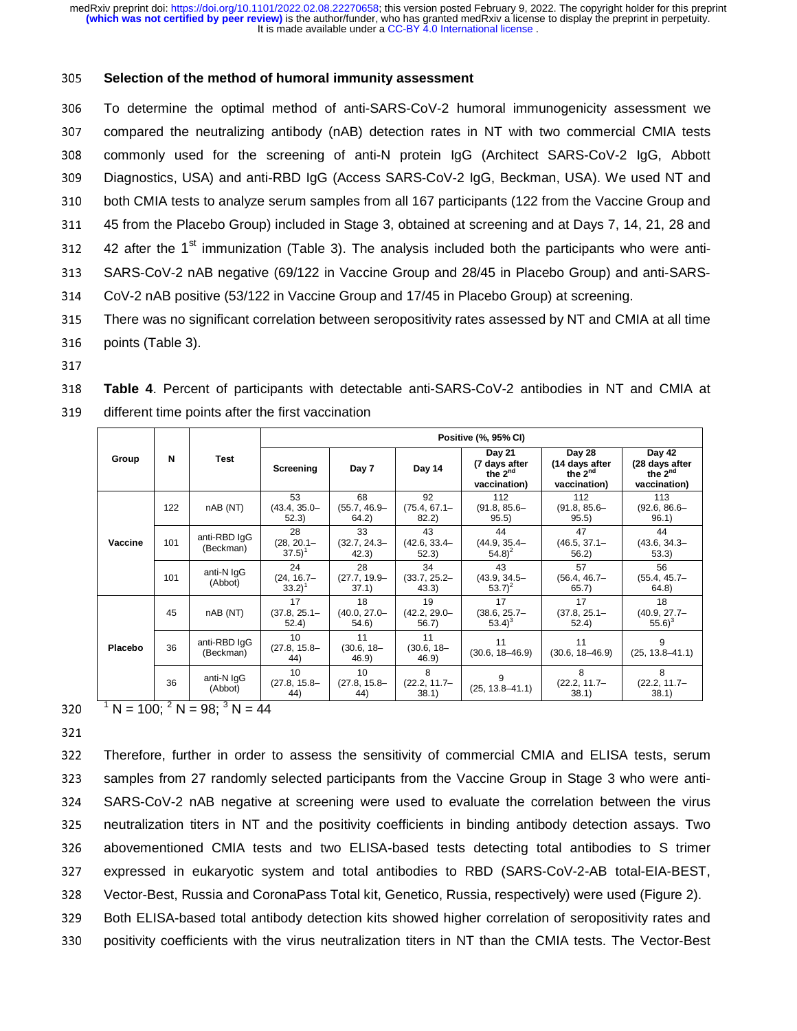### Selection of the method of humoral immunity assessment

To determine the optimal method of anti-SARS-CoV-2 humoral immunogenicity assessment we compared the neutralizing antibody (nAB) detection rates in NT with two commercial CMIA tests commonly used for the screening of anti-N protein IgG (Architect SARS-CoV-2 IgG, Abbott Diagnostics, USA) and anti-RBD IgG (Access SARS-CoV-2 IgG, Beckman, USA). We used NT and both CMIA tests to analyze serum samples from all 167 participants (122 from the Vaccine Group and 45 from the Placebo Group) included in Stage 3, obtained at screening and at Days 7, 14, 21, 28 and 42 after the 1st immunization (Table 3). The analysis included both the participants who were anti-SARS-CoV-2 nAB negative (69/122 in Vaccine Group and 28/45 in Placebo Group) and anti-SARS-CoV-2 nAB positive (53/122 in Vaccine Group and 17/45 in Placebo Group) at screening.

There was no significant correlation between seropositivity rates assessed by NT and CMIA at all time points (Table 3).

**Table 4**. Percent of participants with detectable anti-SARS-CoV-2 antibodies in NT and CMIA at different time points after the first vaccination

| Group | N | Test | Positive (%, 95% CI) | | | | | |
|---|---|---|---|---|---|---|---|---|
| | | | Screening | Day 7 | Day 14 | Day 21 (7 days after the 2nd vaccination) | Day 28 (14 days after the 2nd vaccination) | Day 42 (28 days after the 2nd vaccination) |
| Vaccine | 122 | nAB (NT) | 53 (43.4, 35.0–52.3) | 68 (55.7, 46.9–64.2) | 92 (75.4, 67.1–82.2) | 112 (91.8, 85.6–95.5) | 112 (91.8, 85.6–95.5) | 113 (92.6, 86.6–96.1) |
| | 101 | anti-RBD IgG (Beckman) | 28 (28, 20.1–37.5)[1] | 33 (32.7, 24.3–42.3) | 43 (42.6, 33.4–52.3) | 44 (44.9, 35.4–54.8)[2] | 47 (46.5, 37.1–56.2) | 44 (43.6, 34.3–53.3) |
| | 101 | anti-N IgG (Abbot) | 24 (24, 16.7–33.2)[1] | 28 (27.7, 19.9–37.1) | 34 (33.7, 25.2–43.3) | 43 (43.9, 34.5–53.7)[2] | 57 (56.4, 46.7–65.7) | 56 (55.4, 45.7–64.8) |
| Placebo | 45 | nAB (NT) | 17 (37.8, 25.1–52.4) | 18 (40.0, 27.0–54.6) | 19 (42.2, 29.0–56.7) | 17 (38.6, 25.7–53.4)[3] | 17 (37.8, 25.1–52.4) | 18 (40.9, 27.7–55.6)[3] |
| | 36 | anti-RBD IgG (Beckman) | 10 (27.8, 15.8–44) | 11 (30.6, 18–46.9) | 11 (30.6, 18–46.9) | 11 (30.6, 18–46.9) | 11 (30.6, 18–46.9) | 9 (25, 13.8–41.1) |
| | 36 | anti-N IgG (Abbot) | 10 (27.8, 15.8–44) | 10 (27.8, 15.8–44) | 8 (22.2, 11.7–38.1) | 9 (25, 13.8–41.1) | 8 (22.2, 11.7–38.1) | 8 (22.2, 11.7–38.1) |

[1] N = 100; [2] N = 98; [3] N = 44

Therefore, further in order to assess the sensitivity of commercial CMIA and ELISA tests, serum samples from 27 randomly selected participants from the Vaccine Group in Stage 3 who were anti-SARS-CoV-2 nAB negative at screening were used to evaluate the correlation between the virus neutralization titers in NT and the positivity coefficients in binding antibody detection assays. Two abovementioned CMIA tests and two ELISA-based tests detecting total antibodies to S trimer expressed in eukaryotic system and total antibodies to RBD (SARS-CoV-2-AB total-EIA-BEST, Vector-Best, Russia and CoronaPass Total kit, Genetico, Russia, respectively) were used (Figure 2). Both ELISA-based total antibody detection kits showed higher correlation of seropositivity rates and positivity coefficients with the virus neutralization titers in NT than the CMIA tests. The Vector-Best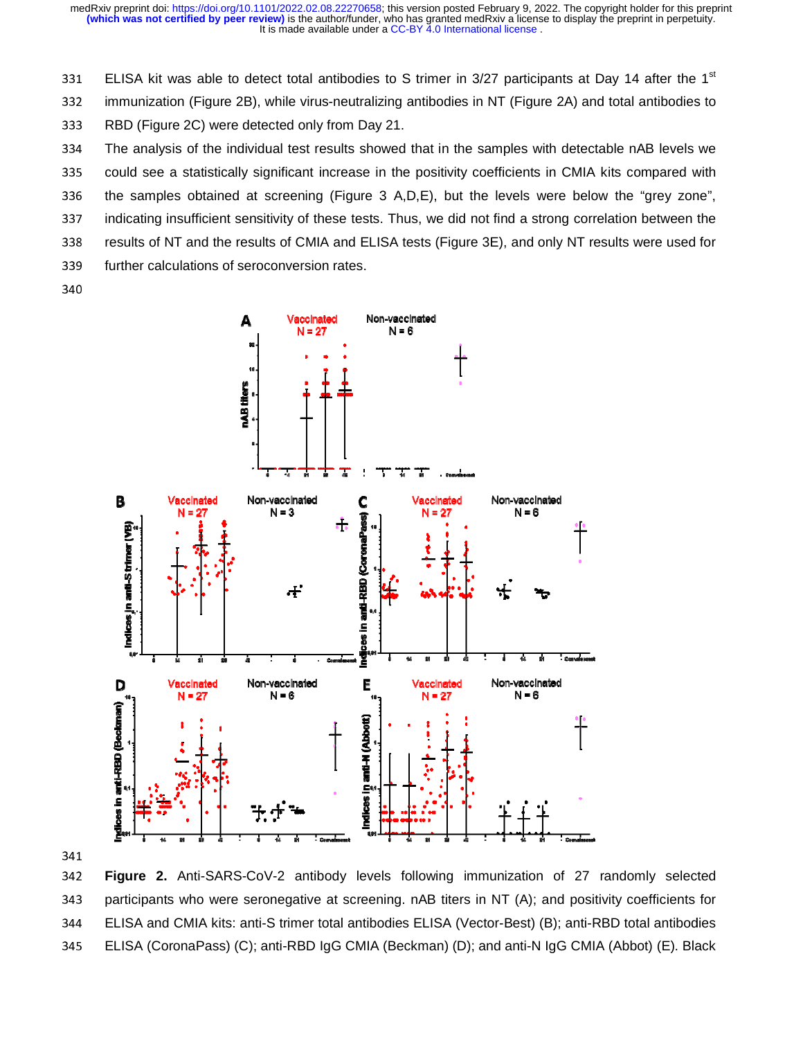ELISA kit was able to detect total antibodies to S trimer in 3/27 participants at Day 14 after the 1st immunization (Figure 2B), while virus-neutralizing antibodies in NT (Figure 2A) and total antibodies to RBD (Figure 2C) were detected only from Day 21.

The analysis of the individual test results showed that in the samples with detectable nAB levels we could see a statistically significant increase in the positivity coefficients in CMIA kits compared with the samples obtained at screening (Figure 3 A,D,E), but the levels were below the “grey zone”, indicating insufficient sensitivity of these tests. Thus, we did not find a strong correlation between the results of NT and the results of CMIA and ELISA tests (Figure 3E), and only NT results were used for further calculations of seroconversion rates.

**Figure 2.** Anti-SARS-CoV-2 antibody levels following immunization of 27 randomly selected participants who were seronegative at screening. nAB titers in NT (A); and positivity coefficients for ELISA and CMIA kits: anti-S trimer total antibodies ELISA (Vector-Best) (B); anti-RBD total antibodies ELISA (CoronaPass) (C); anti-RBD IgG CMIA (Beckman) (D); and anti-N IgG CMIA (Abbot) (E). Black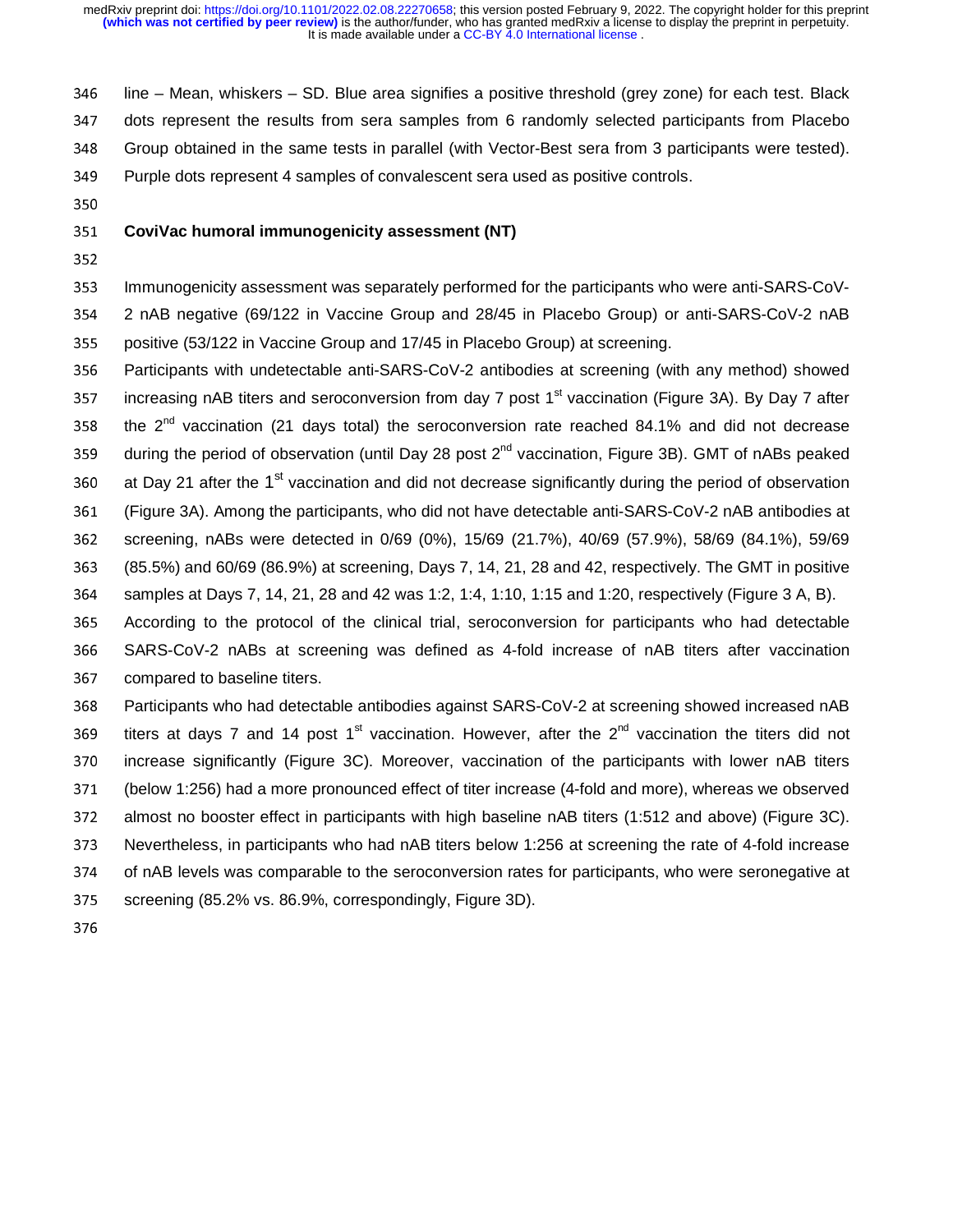line – Mean, whiskers – SD. Blue area signifies a positive threshold (grey zone) for each test. Black dots represent the results from sera samples from 6 randomly selected participants from Placebo Group obtained in the same tests in parallel (with Vector-Best sera from 3 participants were tested). Purple dots represent 4 samples of convalescent sera used as positive controls.

**CoviVac humoral immunogenicity assessment (NT)**

Immunogenicity assessment was separately performed for the participants who were anti-SARS-CoV-2 nAB negative (69/122 in Vaccine Group and 28/45 in Placebo Group) or anti-SARS-CoV-2 nAB positive (53/122 in Vaccine Group and 17/45 in Placebo Group) at screening.

Participants with undetectable anti-SARS-CoV-2 antibodies at screening (with any method) showed increasing nAB titers and seroconversion from day 7 post 1st vaccination (Figure 3A). By Day 7 after the 2nd vaccination (21 days total) the seroconversion rate reached 84.1% and did not decrease during the period of observation (until Day 28 post 2nd vaccination, Figure 3B). GMT of nABs peaked at Day 21 after the 1st vaccination and did not decrease significantly during the period of observation (Figure 3A). Among the participants, who did not have detectable anti-SARS-CoV-2 nAB antibodies at screening, nABs were detected in 0/69 (0%), 15/69 (21.7%), 40/69 (57.9%), 58/69 (84.1%), 59/69 (85.5%) and 60/69 (86.9%) at screening, Days 7, 14, 21, 28 and 42, respectively. The GMT in positive samples at Days 7, 14, 21, 28 and 42 was 1:2, 1:4, 1:10, 1:15 and 1:20, respectively (Figure 3 A, B).

According to the protocol of the clinical trial, seroconversion for participants who had detectable SARS-CoV-2 nABs at screening was defined as 4-fold increase of nAB titers after vaccination compared to baseline titers.

Participants who had detectable antibodies against SARS-CoV-2 at screening showed increased nAB titers at days 7 and 14 post 1st vaccination. However, after the 2nd vaccination the titers did not increase significantly (Figure 3C). Moreover, vaccination of the participants with lower nAB titers (below 1:256) had a more pronounced effect of titer increase (4-fold and more), whereas we observed almost no booster effect in participants with high baseline nAB titers (1:512 and above) (Figure 3C). Nevertheless, in participants who had nAB titers below 1:256 at screening the rate of 4-fold increase of nAB levels was comparable to the seroconversion rates for participants, who were seronegative at screening (85.2% vs. 86.9%, correspondingly, Figure 3D).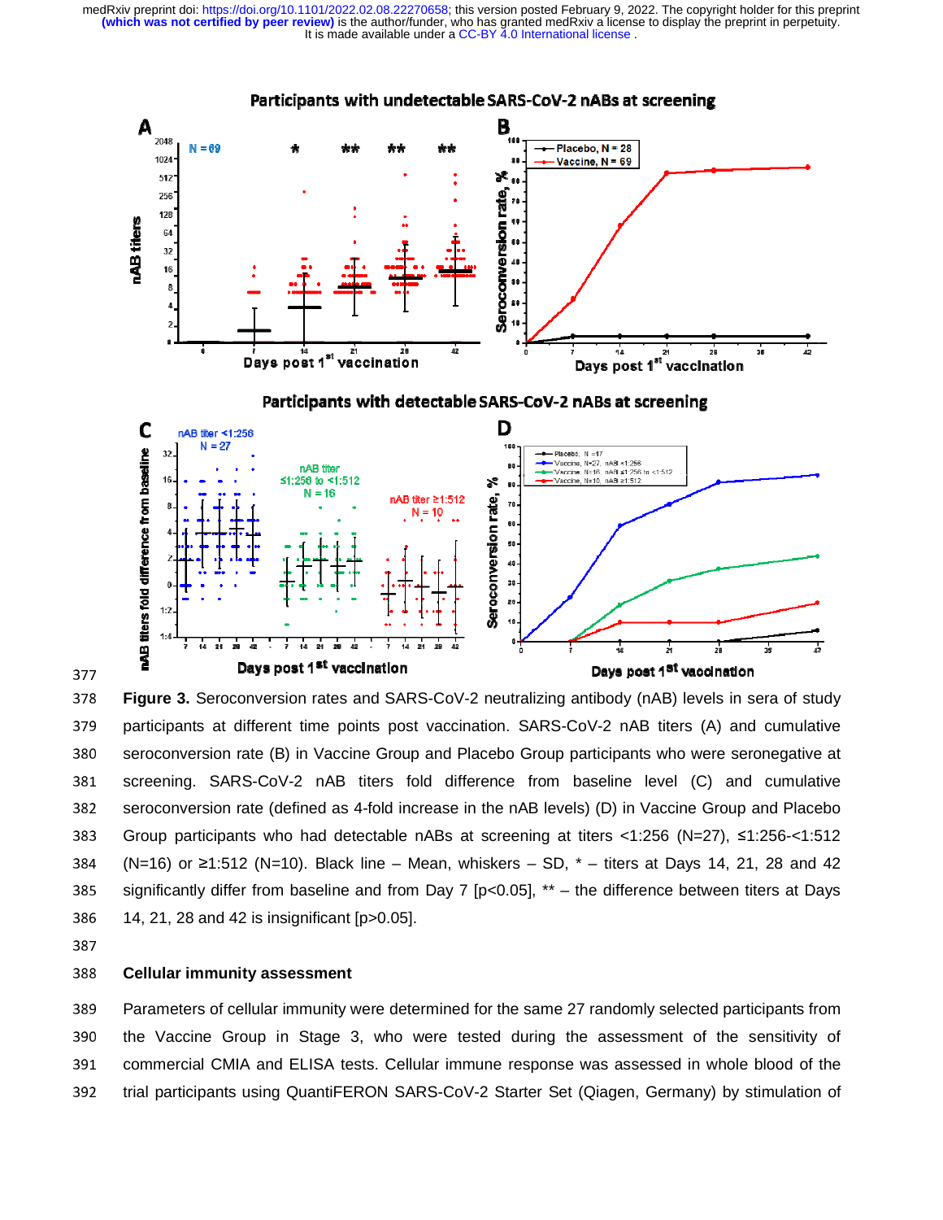**Figure 3.** Seroconversion rates and SARS-CoV-2 neutralizing antibody (nAB) levels in sera of study participants at different time points post vaccination. SARS-CoV-2 nAB titers (A) and cumulative seroconversion rate (B) in Vaccine Group and Placebo Group participants who were seronegative at screening. SARS-CoV-2 nAB titers fold difference from baseline level (C) and cumulative seroconversion rate (defined as 4-fold increase in the nAB levels) (D) in Vaccine Group and Placebo Group participants who had detectable nABs at screening at titers <1:256 (N=27), ≤1:256-<1:512 (N=16) or ≥1:512 (N=10). Black line – Mean, whiskers – SD, * – titers at Days 14, 21, 28 and 42 significantly differ from baseline and from Day 7 [p<0.05], ** – the difference between titers at Days 14, 21, 28 and 42 is insignificant [p>0.05].

### Cellular immunity assessment

Parameters of cellular immunity were determined for the same 27 randomly selected participants from the Vaccine Group in Stage 3, who were tested during the assessment of the sensitivity of commercial CMIA and ELISA tests. Cellular immune response was assessed in whole blood of the trial participants using QuantiFERON SARS-CoV-2 Starter Set (Qiagen, Germany) by stimulation of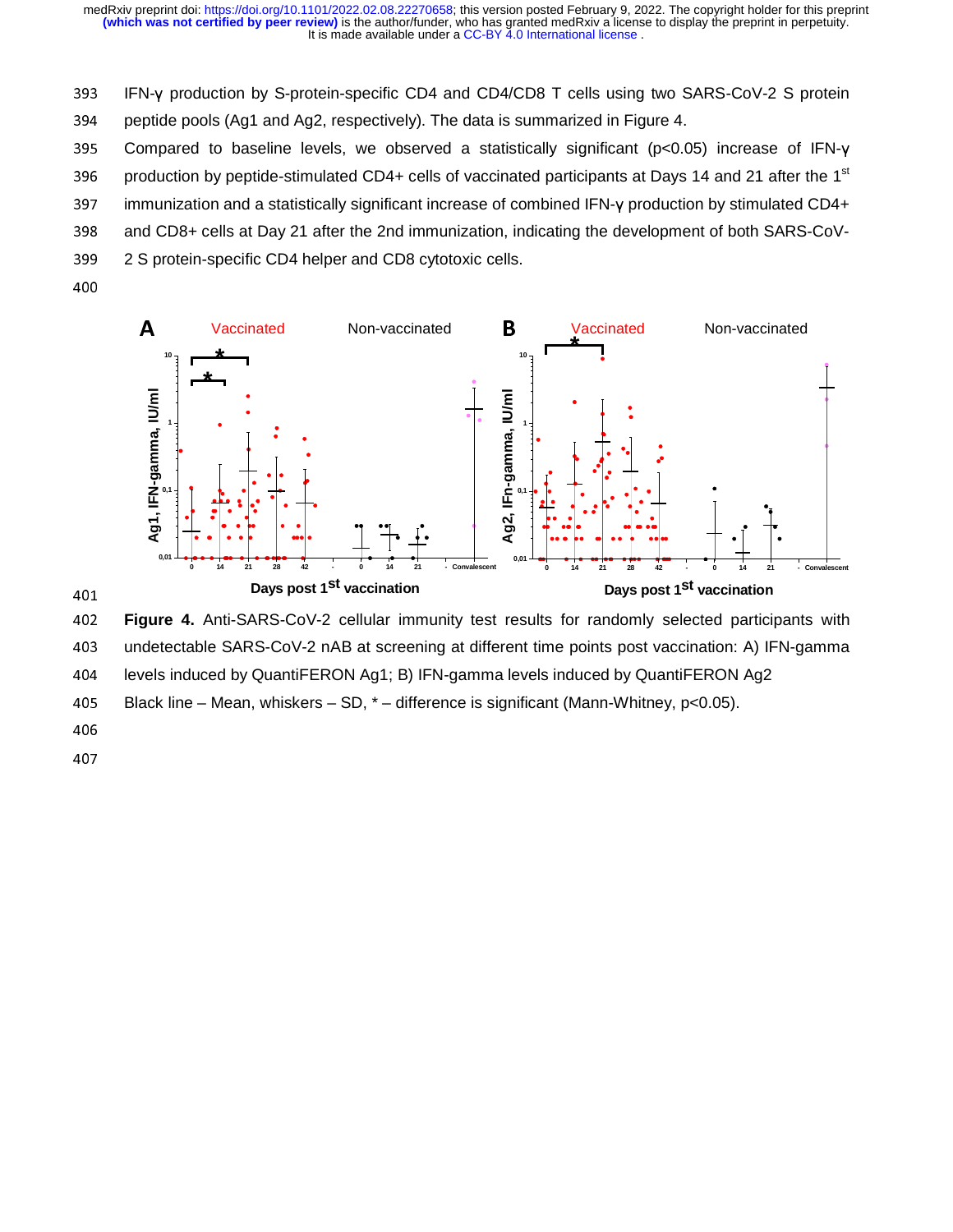IFN-γ production by S-protein-specific CD4 and CD4/CD8 T cells using two SARS-CoV-2 S protein peptide pools (Ag1 and Ag2, respectively). The data is summarized in Figure 4.

Compared to baseline levels, we observed a statistically significant ($p<0.05$) increase of IFN-γ production by peptide-stimulated CD4+ cells of vaccinated participants at Days 14 and 21 after the 1st immunization and a statistically significant increase of combined IFN-γ production by stimulated CD4+ and CD8+ cells at Day 21 after the 2nd immunization, indicating the development of both SARS-CoV-2 S protein-specific CD4 helper and CD8 cytotoxic cells.

**Figure 4.** Anti-SARS-CoV-2 cellular immunity test results for randomly selected participants with undetectable SARS-CoV-2 nAB at screening at different time points post vaccination: A) IFN-gamma levels induced by QuantiFERON Ag1; B) IFN-gamma levels induced by QuantiFERON Ag2

Black line – Mean, whiskers – SD, * – difference is significant (Mann-Whitney, $p<0.05$).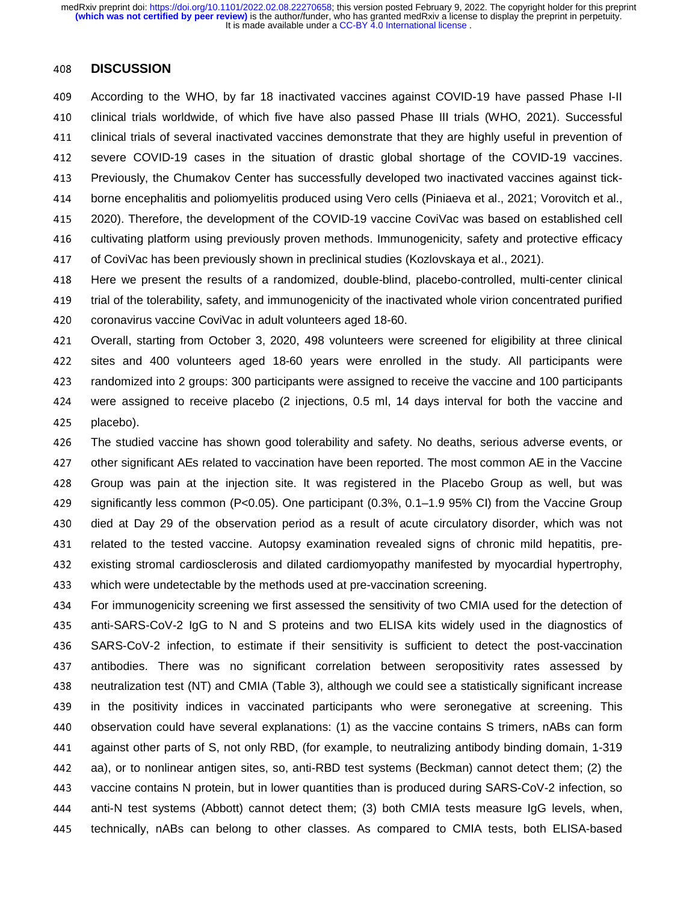## DISCUSSION

According to the WHO, by far 18 inactivated vaccines against COVID-19 have passed Phase I-II clinical trials worldwide, of which five have also passed Phase III trials (WHO, 2021). Successful clinical trials of several inactivated vaccines demonstrate that they are highly useful in prevention of severe COVID-19 cases in the situation of drastic global shortage of the COVID-19 vaccines. Previously, the Chumakov Center has successfully developed two inactivated vaccines against tick-borne encephalitis and poliomyelitis produced using Vero cells (Piniaeva et al., 2021; Vorovitch et al., 2020). Therefore, the development of the COVID-19 vaccine CoviVac was based on established cell cultivating platform using previously proven methods. Immunogenicity, safety and protective efficacy of CoviVac has been previously shown in preclinical studies (Kozlovskaya et al., 2021).

Here we present the results of a randomized, double-blind, placebo-controlled, multi-center clinical trial of the tolerability, safety, and immunogenicity of the inactivated whole virion concentrated purified coronavirus vaccine CoviVac in adult volunteers aged 18-60.

Overall, starting from October 3, 2020, 498 volunteers were screened for eligibility at three clinical sites and 400 volunteers aged 18-60 years were enrolled in the study. All participants were randomized into 2 groups: 300 participants were assigned to receive the vaccine and 100 participants were assigned to receive placebo (2 injections, 0.5 ml, 14 days interval for both the vaccine and placebo).

The studied vaccine has shown good tolerability and safety. No deaths, serious adverse events, or other significant AEs related to vaccination have been reported. The most common AE in the Vaccine Group was pain at the injection site. It was registered in the Placebo Group as well, but was significantly less common ($P<0.05$). One participant (0.3%, 0.1–1.9 95% CI) from the Vaccine Group died at Day 29 of the observation period as a result of acute circulatory disorder, which was not related to the tested vaccine. Autopsy examination revealed signs of chronic mild hepatitis, pre-existing stromal cardiosclerosis and dilated cardiomyopathy manifested by myocardial hypertrophy, which were undetectable by the methods used at pre-vaccination screening.

For immunogenicity screening we first assessed the sensitivity of two CMIA used for the detection of anti-SARS-CoV-2 IgG to N and S proteins and two ELISA kits widely used in the diagnostics of SARS-CoV-2 infection, to estimate if their sensitivity is sufficient to detect the post-vaccination antibodies. There was no significant correlation between seropositivity rates assessed by neutralization test (NT) and CMIA (Table 3), although we could see a statistically significant increase in the positivity indices in vaccinated participants who were seronegative at screening. This observation could have several explanations: (1) as the vaccine contains S trimers, nABs can form against other parts of S, not only RBD, (for example, to neutralizing antibody binding domain, 1-319 aa), or to nonlinear antigen sites, so, anti-RBD test systems (Beckman) cannot detect them; (2) the vaccine contains N protein, but in lower quantities than is produced during SARS-CoV-2 infection, so anti-N test systems (Abbott) cannot detect them; (3) both CMIA tests measure IgG levels, when, technically, nABs can belong to other classes. As compared to CMIA tests, both ELISA-based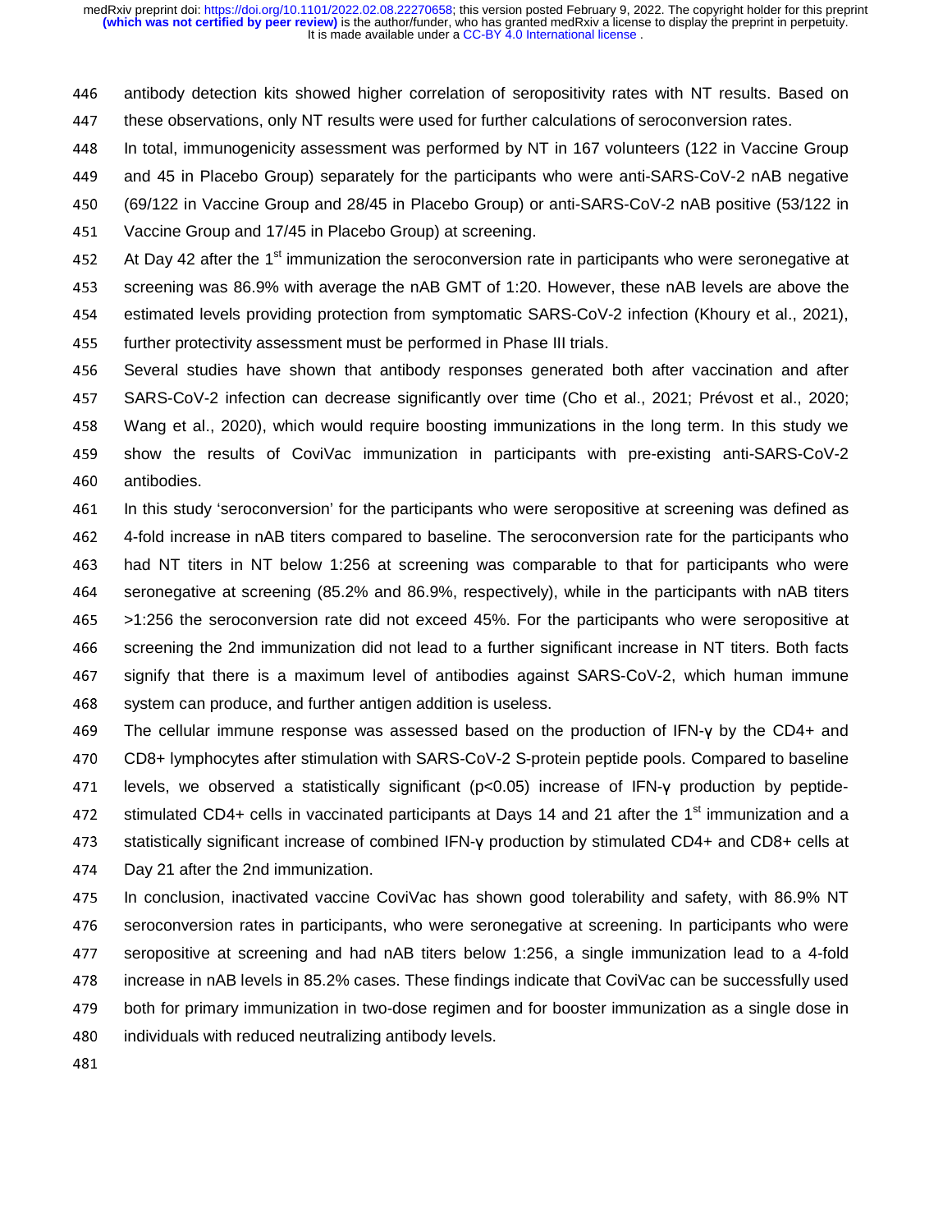antibody detection kits showed higher correlation of seropositivity rates with NT results. Based on these observations, only NT results were used for further calculations of seroconversion rates.

In total, immunogenicity assessment was performed by NT in 167 volunteers (122 in Vaccine Group and 45 in Placebo Group) separately for the participants who were anti-SARS-CoV-2 nAB negative (69/122 in Vaccine Group and 28/45 in Placebo Group) or anti-SARS-CoV-2 nAB positive (53/122 in Vaccine Group and 17/45 in Placebo Group) at screening.

At Day 42 after the 1st immunization the seroconversion rate in participants who were seronegative at screening was 86.9% with average the nAB GMT of 1:20. However, these nAB levels are above the estimated levels providing protection from symptomatic SARS-CoV-2 infection (Khoury et al., 2021), further protectivity assessment must be performed in Phase III trials.

Several studies have shown that antibody responses generated both after vaccination and after SARS-CoV-2 infection can decrease significantly over time (Cho et al., 2021; Prévost et al., 2020; Wang et al., 2020), which would require boosting immunizations in the long term. In this study we show the results of CoviVac immunization in participants with pre-existing anti-SARS-CoV-2 antibodies.

In this study 'seroconversion' for the participants who were seropositive at screening was defined as 4-fold increase in nAB titers compared to baseline. The seroconversion rate for the participants who had NT titers in NT below 1:256 at screening was comparable to that for participants who were seronegative at screening (85.2% and 86.9%, respectively), while in the participants with nAB titers >1:256 the seroconversion rate did not exceed 45%. For the participants who were seropositive at screening the 2nd immunization did not lead to a further significant increase in NT titers. Both facts signify that there is a maximum level of antibodies against SARS-CoV-2, which human immune system can produce, and further antigen addition is useless.

The cellular immune response was assessed based on the production of IFN-γ by the CD4+ and CD8+ lymphocytes after stimulation with SARS-CoV-2 S-protein peptide pools. Compared to baseline levels, we observed a statistically significant ($p<0.05$) increase of IFN-γ production by peptide-stimulated CD4+ cells in vaccinated participants at Days 14 and 21 after the 1st immunization and a statistically significant increase of combined IFN-γ production by stimulated CD4+ and CD8+ cells at Day 21 after the 2nd immunization.

In conclusion, inactivated vaccine CoviVac has shown good tolerability and safety, with 86.9% NT seroconversion rates in participants, who were seronegative at screening. In participants who were seropositive at screening and had nAB titers below 1:256, a single immunization lead to a 4-fold increase in nAB levels in 85.2% cases. These findings indicate that CoviVac can be successfully used both for primary immunization in two-dose regimen and for booster immunization as a single dose in individuals with reduced neutralizing antibody levels.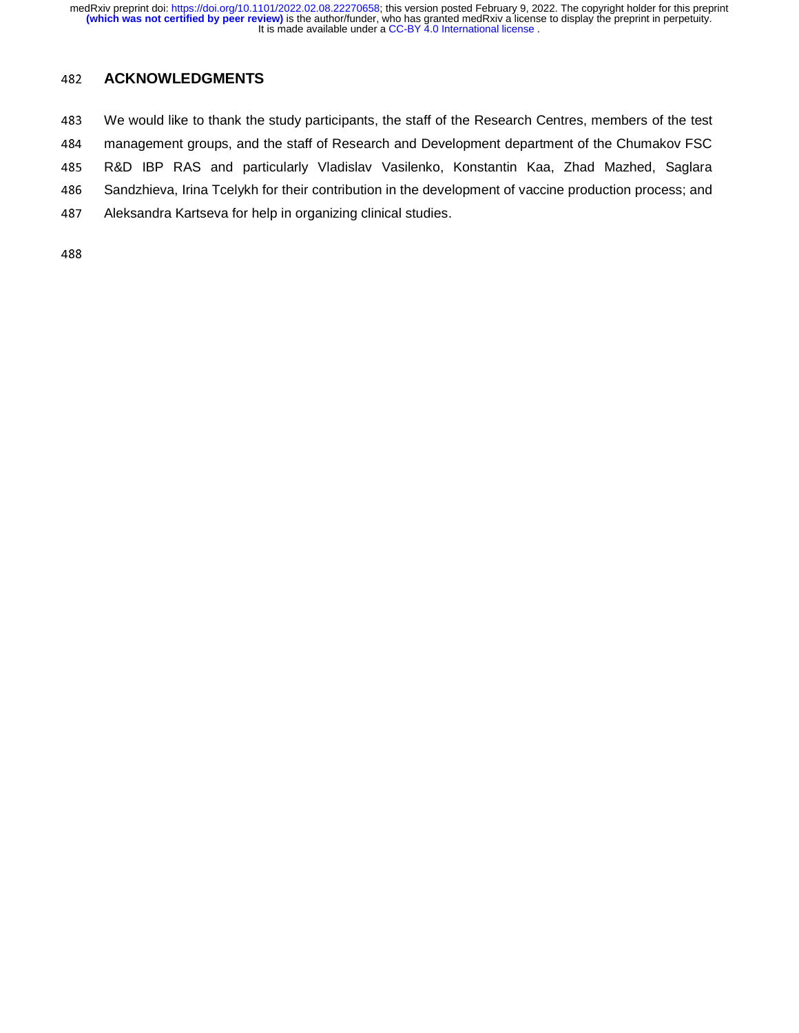## ACKNOWLEDGMENTS

We would like to thank the study participants, the staff of the Research Centres, members of the test management groups, and the staff of Research and Development department of the Chumakov FSC R&D IBP RAS and particularly Vladislav Vasilenko, Konstantin Kaa, Zhad Mazhed, Saglara Sandzhieva, Irina Tcelykh for their contribution in the development of vaccine production process; and Aleksandra Kartseva for help in organizing clinical studies.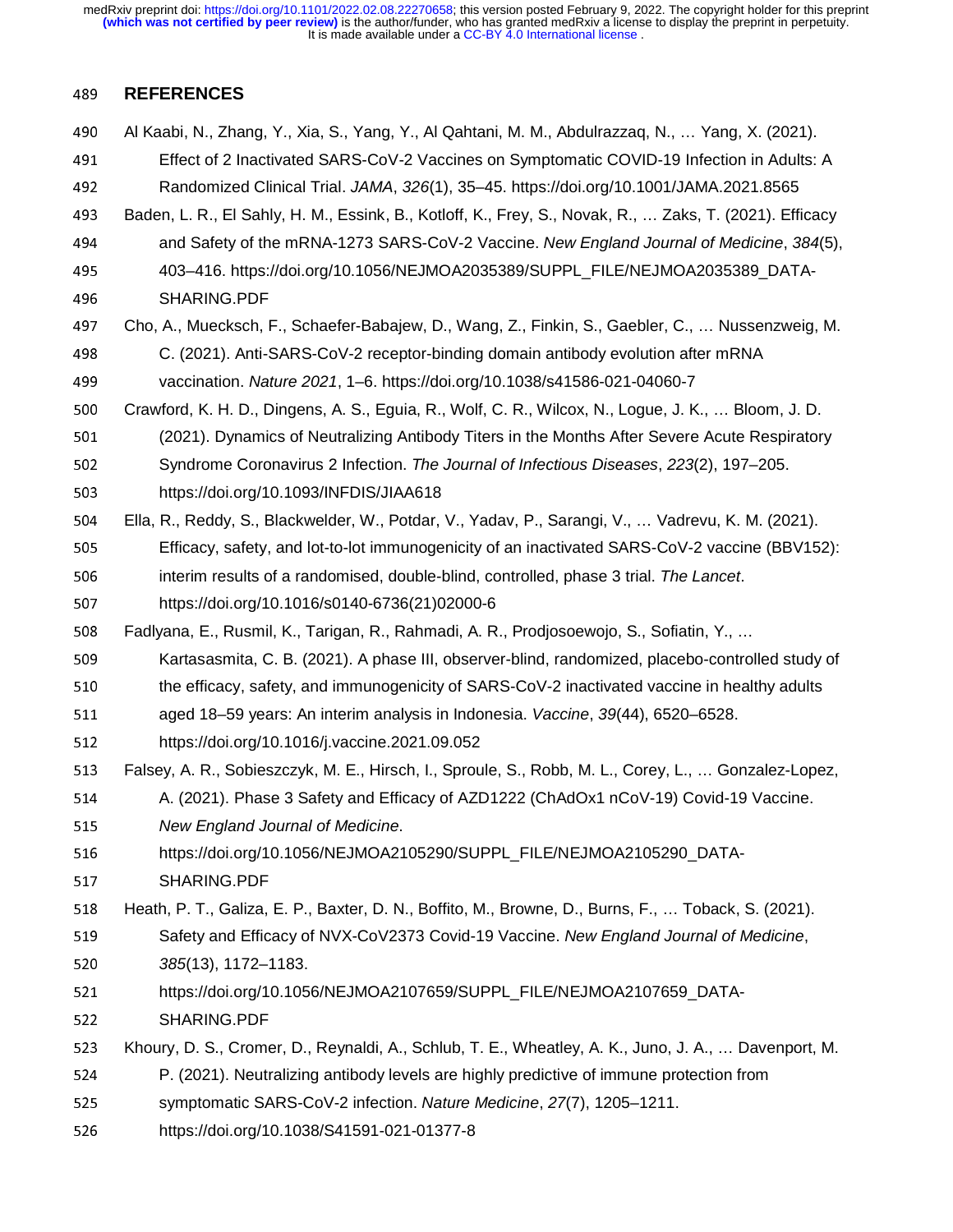## REFERENCES

Al Kaabi, N., Zhang, Y., Xia, S., Yang, Y., Al Qahtani, M. M., Abdulrazzaq, N., … Yang, X. (2021). Effect of 2 Inactivated SARS-CoV-2 Vaccines on Symptomatic COVID-19 Infection in Adults: A Randomized Clinical Trial. *JAMA*, *326*(1), 35–45. https://doi.org/10.1001/JAMA.2021.8565

Baden, L. R., El Sahly, H. M., Essink, B., Kotloff, K., Frey, S., Novak, R., … Zaks, T. (2021). Efficacy and Safety of the mRNA-1273 SARS-CoV-2 Vaccine. *New England Journal of Medicine*, *384*(5), 403–416. https://doi.org/10.1056/NEJMOA2035389/SUPPL_FILE/NEJMOA2035389_DATA-SHARING.PDF

Cho, A., Muecksch, F., Schaefer-Babajew, D., Wang, Z., Finkin, S., Gaebler, C., … Nussenzweig, M. C. (2021). Anti-SARS-CoV-2 receptor-binding domain antibody evolution after mRNA vaccination. *Nature 2021*, 1–6. https://doi.org/10.1038/s41586-021-04060-7

Crawford, K. H. D., Dingens, A. S., Eguia, R., Wolf, C. R., Wilcox, N., Logue, J. K., … Bloom, J. D. (2021). Dynamics of Neutralizing Antibody Titers in the Months After Severe Acute Respiratory Syndrome Coronavirus 2 Infection. *The Journal of Infectious Diseases*, *223*(2), 197–205. https://doi.org/10.1093/INFDIS/JIAA618

Ella, R., Reddy, S., Blackwelder, W., Potdar, V., Yadav, P., Sarangi, V., … Vadrevu, K. M. (2021). Efficacy, safety, and lot-to-lot immunogenicity of an inactivated SARS-CoV-2 vaccine (BBV152): interim results of a randomised, double-blind, controlled, phase 3 trial. *The Lancet*. https://doi.org/10.1016/s0140-6736(21)02000-6

Fadlyana, E., Rusmil, K., Tarigan, R., Rahmadi, A. R., Prodjosoewojo, S., Sofiatin, Y., … Kartasasmita, C. B. (2021). A phase III, observer-blind, randomized, placebo-controlled study of the efficacy, safety, and immunogenicity of SARS-CoV-2 inactivated vaccine in healthy adults aged 18–59 years: An interim analysis in Indonesia. *Vaccine*, *39*(44), 6520–6528. https://doi.org/10.1016/j.vaccine.2021.09.052

Falsey, A. R., Sobieszczyk, M. E., Hirsch, I., Sproule, S., Robb, M. L., Corey, L., … Gonzalez-Lopez, A. (2021). Phase 3 Safety and Efficacy of AZD1222 (ChAdOx1 nCoV-19) Covid-19 Vaccine. *New England Journal of Medicine*. https://doi.org/10.1056/NEJMOA2105290/SUPPL_FILE/NEJMOA2105290_DATA-SHARING.PDF

Heath, P. T., Galiza, E. P., Baxter, D. N., Boffito, M., Browne, D., Burns, F., … Toback, S. (2021). Safety and Efficacy of NVX-CoV2373 Covid-19 Vaccine. *New England Journal of Medicine*, *385*(13), 1172–1183. https://doi.org/10.1056/NEJMOA2107659/SUPPL_FILE/NEJMOA2107659_DATA-SHARING.PDF

Khoury, D. S., Cromer, D., Reynaldi, A., Schlub, T. E., Wheatley, A. K., Juno, J. A., … Davenport, M. P. (2021). Neutralizing antibody levels are highly predictive of immune protection from symptomatic SARS-CoV-2 infection. *Nature Medicine*, *27*(7), 1205–1211. https://doi.org/10.1038/S41591-021-01377-8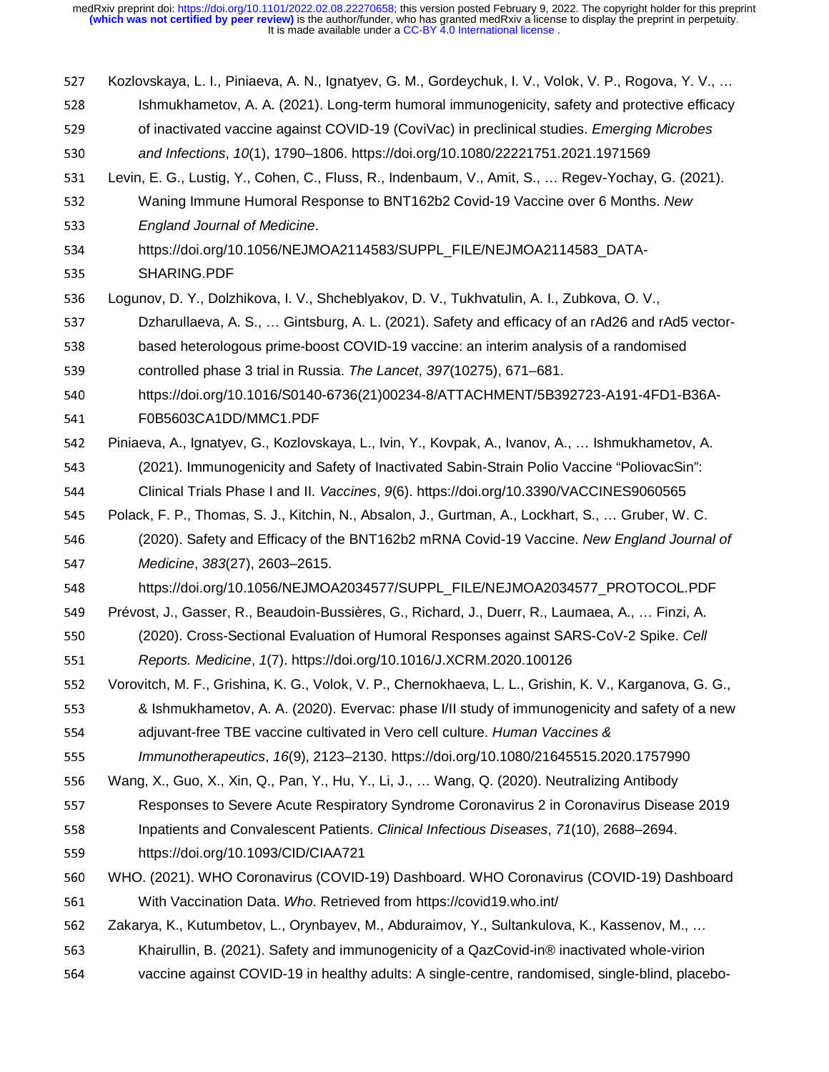Kozlovskaya, L. I., Piniaeva, A. N., Ignatyev, G. M., Gordeychuk, I. V., Volok, V. P., Rogova, Y. V., … Ishmukhametov, A. A. (2021). Long-term humoral immunogenicity, safety and protective efficacy of inactivated vaccine against COVID-19 (CoviVac) in preclinical studies. *Emerging Microbes and Infections*, *10*(1), 1790–1806. https://doi.org/10.1080/22221751.2021.1971569

Levin, E. G., Lustig, Y., Cohen, C., Fluss, R., Indenbaum, V., Amit, S., … Regev-Yochay, G. (2021). Waning Immune Humoral Response to BNT162b2 Covid-19 Vaccine over 6 Months. *New England Journal of Medicine*. https://doi.org/10.1056/NEJMOA2114583/SUPPL_FILE/NEJMOA2114583_DATA-SHARING.PDF

Logunov, D. Y., Dolzhikova, I. V., Shcheblyakov, D. V., Tukhvatulin, A. I., Zubkova, O. V., Dzharullaeva, A. S., … Gintsburg, A. L. (2021). Safety and efficacy of an rAd26 and rAd5 vector-based heterologous prime-boost COVID-19 vaccine: an interim analysis of a randomised controlled phase 3 trial in Russia. *The Lancet*, *397*(10275), 671–681. https://doi.org/10.1016/S0140-6736(21)00234-8/ATTACHMENT/5B392723-A191-4FD1-B36A-F0B5603CA1DD/MMC1.PDF

Piniaeva, A., Ignatyev, G., Kozlovskaya, L., Ivin, Y., Kovpak, A., Ivanov, A., … Ishmukhametov, A. (2021). Immunogenicity and Safety of Inactivated Sabin-Strain Polio Vaccine "PoliovacSin": Clinical Trials Phase I and II. *Vaccines*, *9*(6). https://doi.org/10.3390/VACCINES9060565

Polack, F. P., Thomas, S. J., Kitchin, N., Absalon, J., Gurtman, A., Lockhart, S., … Gruber, W. C. (2020). Safety and Efficacy of the BNT162b2 mRNA Covid-19 Vaccine. *New England Journal of Medicine*, *383*(27), 2603–2615. https://doi.org/10.1056/NEJMOA2034577/SUPPL_FILE/NEJMOA2034577_PROTOCOL.PDF

Prévost, J., Gasser, R., Beaudoin-Bussières, G., Richard, J., Duerr, R., Laumaea, A., … Finzi, A. (2020). Cross-Sectional Evaluation of Humoral Responses against SARS-CoV-2 Spike. *Cell Reports. Medicine*, *1*(7). https://doi.org/10.1016/J.XCRM.2020.100126

Vorovitch, M. F., Grishina, K. G., Volok, V. P., Chernokhaeva, L. L., Grishin, K. V., Karganova, G. G., & Ishmukhametov, A. A. (2020). Evervac: phase I/II study of immunogenicity and safety of a new adjuvant-free TBE vaccine cultivated in Vero cell culture. *Human Vaccines & Immunotherapeutics*, *16*(9), 2123–2130. https://doi.org/10.1080/21645515.2020.1757990

Wang, X., Guo, X., Xin, Q., Pan, Y., Hu, Y., Li, J., … Wang, Q. (2020). Neutralizing Antibody Responses to Severe Acute Respiratory Syndrome Coronavirus 2 in Coronavirus Disease 2019 Inpatients and Convalescent Patients. *Clinical Infectious Diseases*, *71*(10), 2688–2694. https://doi.org/10.1093/CID/CIAA721

WHO. (2021). WHO Coronavirus (COVID-19) Dashboard. WHO Coronavirus (COVID-19) Dashboard With Vaccination Data. *Who*. Retrieved from https://covid19.who.int/

Zakarya, K., Kutumbetov, L., Orynbayev, M., Abduraimov, Y., Sultankulova, K., Kassenov, M., … Khairullin, B. (2021). Safety and immunogenicity of a QazCovid-in® inactivated whole-virion vaccine against COVID-19 in healthy adults: A single-centre, randomised, single-blind, placebo-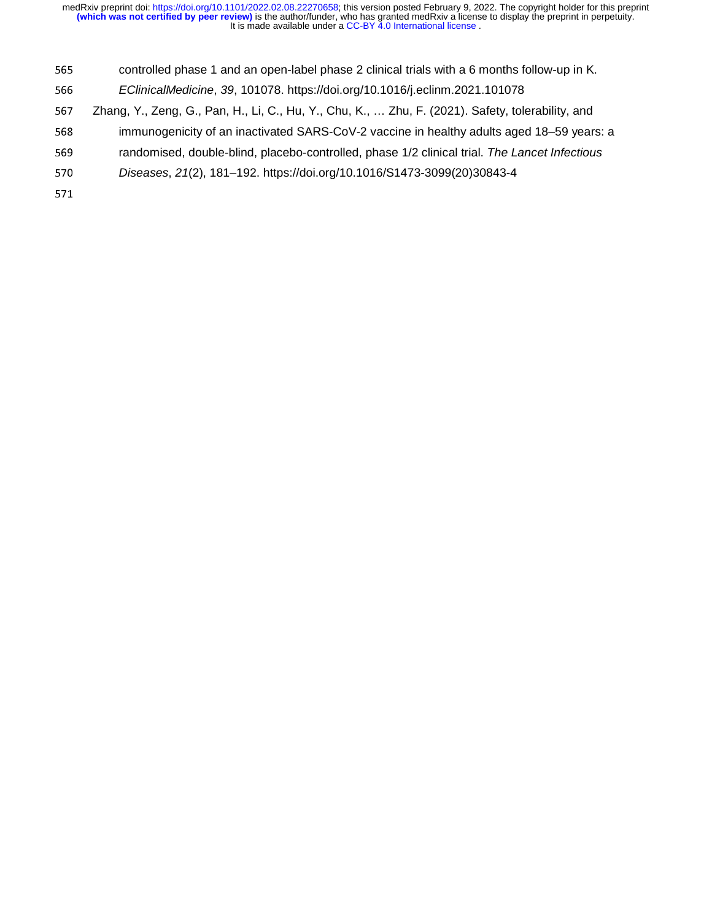controlled phase 1 and an open-label phase 2 clinical trials with a 6 months follow-up in K. *EClinicalMedicine*, *39*, 101078. https://doi.org/10.1016/j.eclinm.2021.101078

Zhang, Y., Zeng, G., Pan, H., Li, C., Hu, Y., Chu, K., … Zhu, F. (2021). Safety, tolerability, and immunogenicity of an inactivated SARS-CoV-2 vaccine in healthy adults aged 18–59 years: a randomised, double-blind, placebo-controlled, phase 1/2 clinical trial. *The Lancet Infectious Diseases*, *21*(2), 181–192. https://doi.org/10.1016/S1473-3099(20)30843-4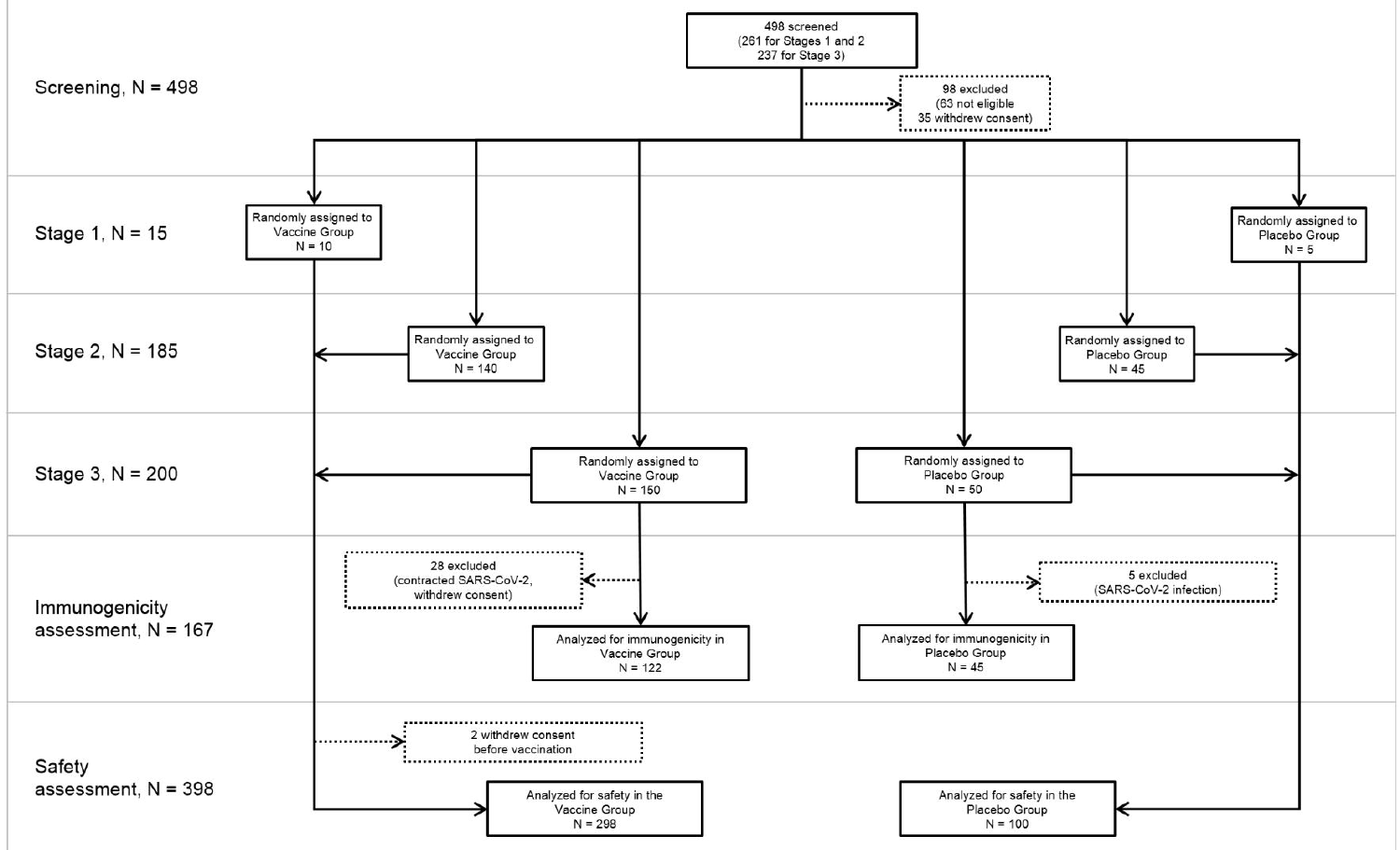Screening, N = 498

498 screened
(261 for Stages 1 and 2
237 for Stage 3)

98 excluded
(63 not eligible
35 withdrew consent)

Stage 1, N = 15

Randomly assigned to
Vaccine Group
N = 10

Randomly assigned to
Placebo Group
N = 5

Stage 2, N = 185

Randomly assigned to
Vaccine Group
N = 140

Randomly assigned to
Placebo Group
N = 45

Stage 3, N = 200

Randomly assigned to
Vaccine Group
N = 150

Randomly assigned to
Placebo Group
N = 50

Immunogenicity assessment, N = 167

28 excluded
(contracted SARS-CoV-2,
withdrew consent)

5 excluded
(SARS-CoV-2 infection)

Analyzed for immunogenicity in
Vaccine Group
N = 122

Analyzed for immunogenicity in
Placebo Group
N = 45

Safety assessment, N = 398

2 withdrew consent
before vaccination

Analyzed for safety in the
Vaccine Group
N = 298

Analyzed for safety in the
Placebo Group
N = 100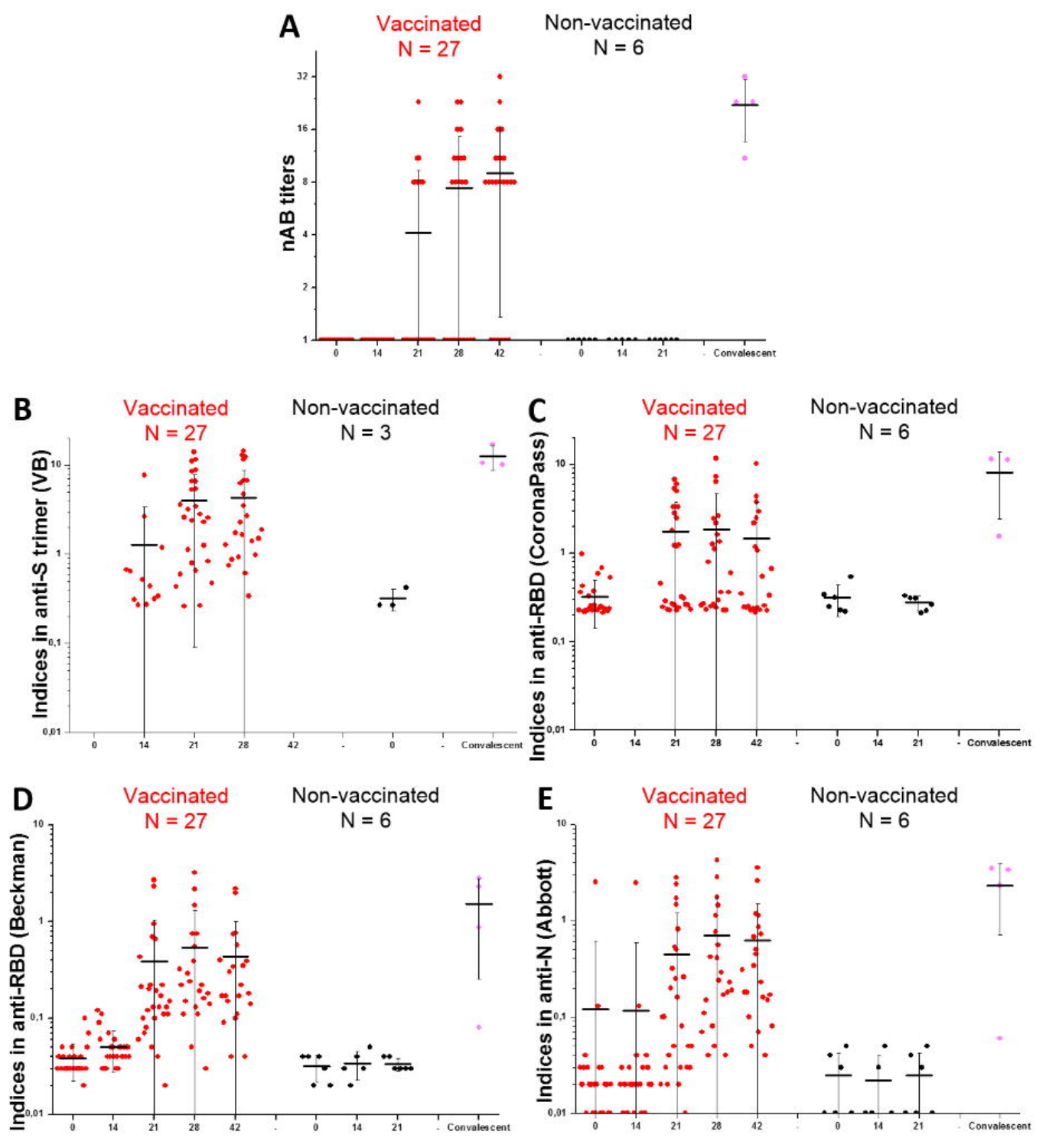**A**

Vaccinated N = 27 | Non-vaccinated N = 6

nAB titers

1, 2, 4, 8, 16, 32

0, 14, 21, 28, 42 - 0, 14, 21 - Convalescent

**B**

Vaccinated N = 27 | Non-vaccinated N = 3

Indices in anti-S trimer (VB)

0,01, 0,1, 1, 10

0, 14, 21, 28, 42 - 0 - Convalescent

**C**

Vaccinated N = 27 | Non-vaccinated N = 6

Indices in anti-RBD (CoronaPass)

0,01, 0,1, 1, 10

0, 14, 21, 28, 42 - 0, 14, 21 - Convalescent

**D**

Vaccinated N = 27 | Non-vaccinated N = 6

Indices in anti-RBD (Beckman)

0,01, 0,1, 1, 10

0, 14, 21, 28, 42 - 0, 14, 21 - Convalescent

**E**

Vaccinated N = 27 | Non-vaccinated N = 6

Indices in anti-N (Abbott)

0,01, 0,1, 1, 10

0, 14, 21, 28, 42 - 0, 14, 21 - Convalescent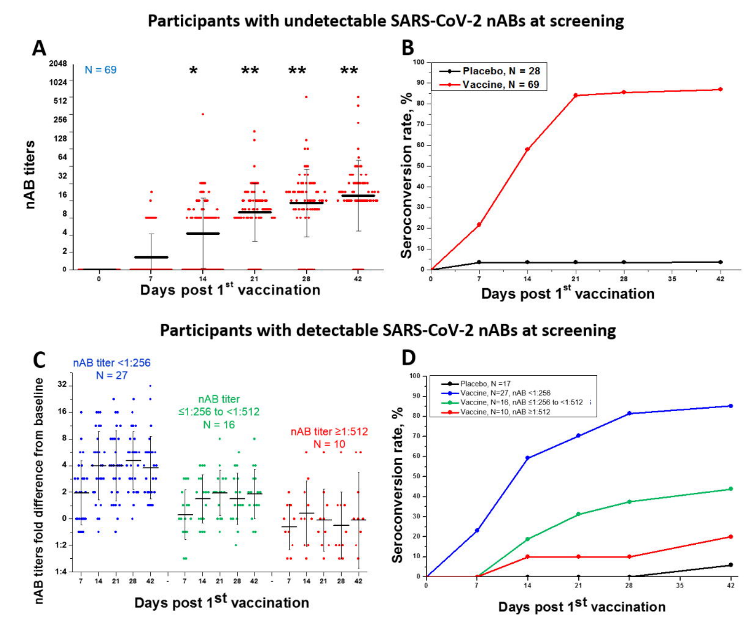## Participants with undetectable SARS-CoV-2 nABs at screening

## Participants with detectable SARS-CoV-2 nABs at screening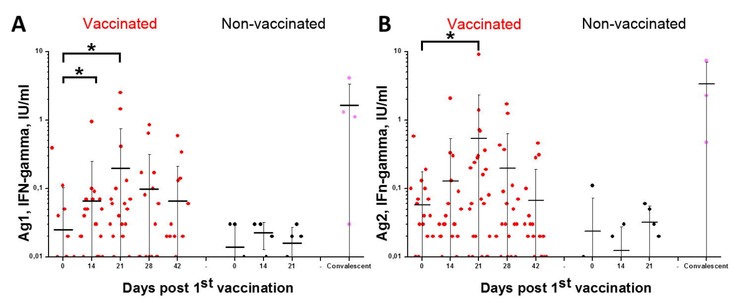A

Vaccinated

Non-vaccinated

Ag1, IFN-gamma, IU/ml

10

1

0,1

0,01

*

*

0

14

21

28

42

-

0

14

21

-

Convalescent

Days post 1st vaccination

B

Vaccinated

Non-vaccinated

Ag2, IFn-gamma, IU/ml

10

1

0,1

0,01

*

0

14

21

28

42

-

0

14

21

-

Convalescent

Days post 1st vaccination